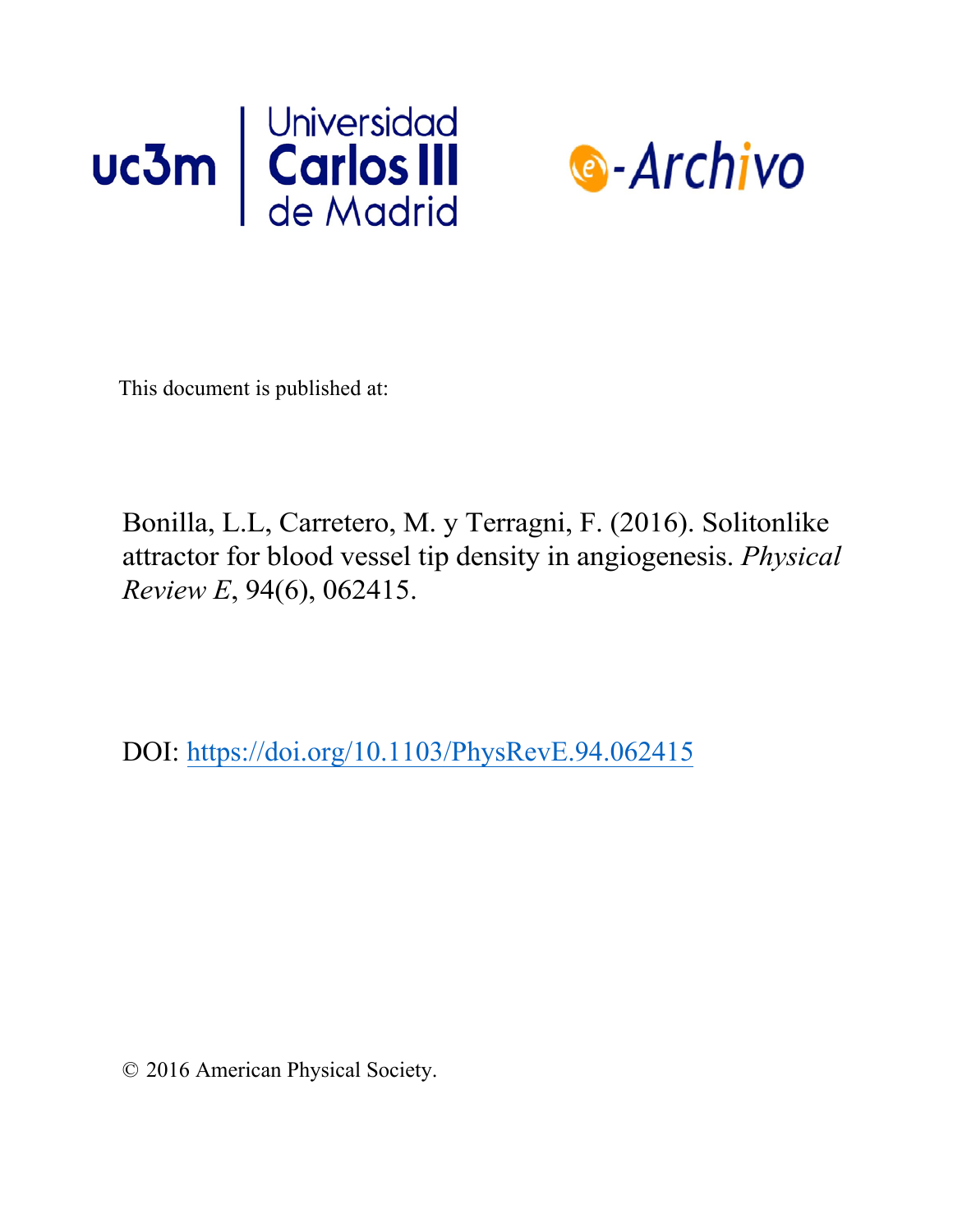uc3m | Universidad Carlos III de Madrid

e-Archivo

This document is published at:

Bonilla, L.L, Carretero, M. y Terragni, F. (2016). Solitonlike attractor for blood vessel tip density in angiogenesis. *Physical Review E*, 94(6), 062415.

DOI: https://doi.org/10.1103/PhysRevE.94.062415

© 2016 American Physical Society.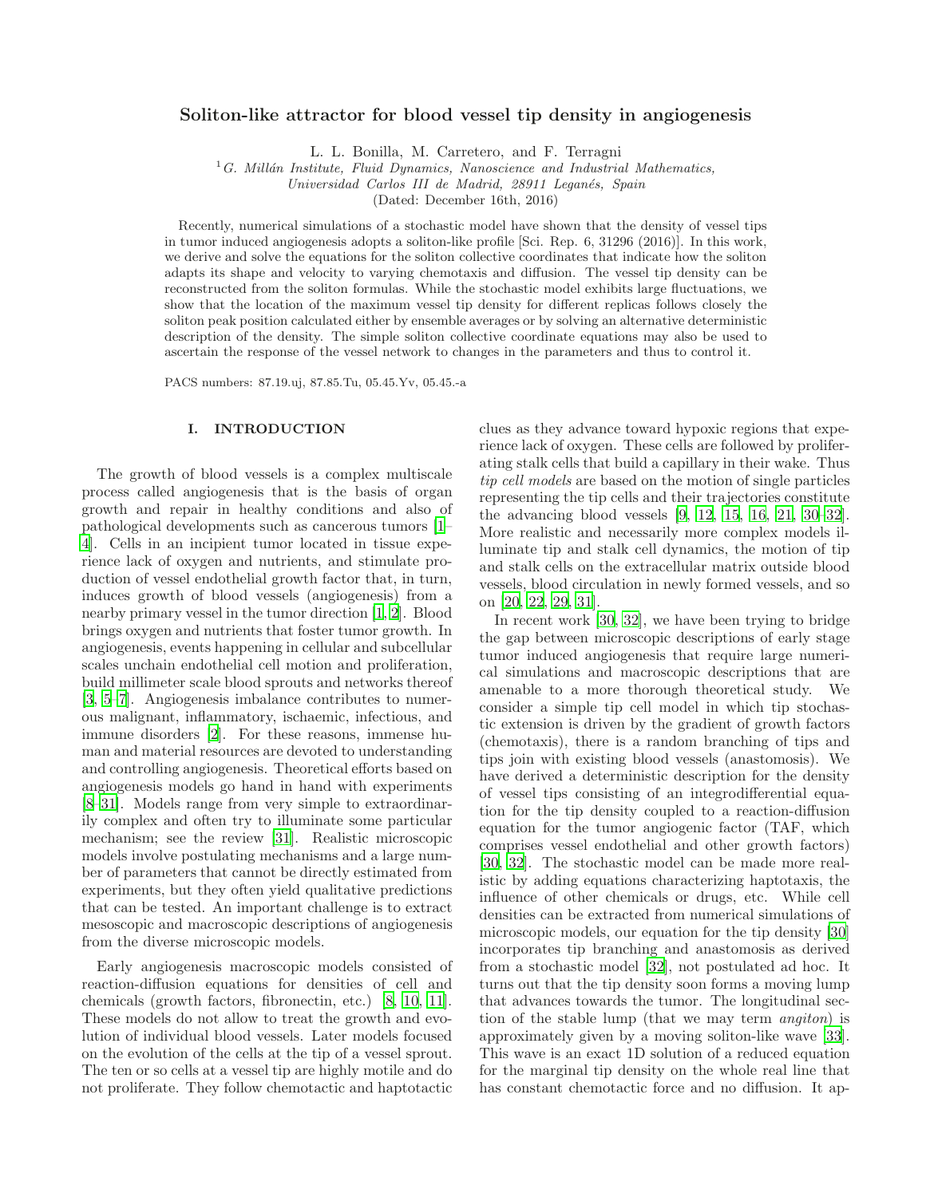# Soliton-like attractor for blood vessel tip density in angiogenesis

L. L. Bonilla, M. Carretero, and F. Terragni

[1] *G. Millán Institute, Fluid Dynamics, Nanoscience and Industrial Mathematics, Universidad Carlos III de Madrid, 28911 Leganés, Spain*

(Dated: December 16th, 2016)

Recently, numerical simulations of a stochastic model have shown that the density of vessel tips in tumor induced angiogenesis adopts a soliton-like profile [Sci. Rep. 6, 31296 (2016)]. In this work, we derive and solve the equations for the soliton collective coordinates that indicate how the soliton adapts its shape and velocity to varying chemotaxis and diffusion. The vessel tip density can be reconstructed from the soliton formulas. While the stochastic model exhibits large fluctuations, we show that the location of the maximum vessel tip density for different replicas follows closely the soliton peak position calculated either by ensemble averages or by solving an alternative deterministic description of the density. The simple soliton collective coordinate equations may also be used to ascertain the response of the vessel network to changes in the parameters and thus to control it.

PACS numbers: 87.19.uj, 87.85.Tu, 05.45.Yv, 05.45.-a

## I. INTRODUCTION

The growth of blood vessels is a complex multiscale process called angiogenesis that is the basis of organ growth and repair in healthy conditions and also of pathological developments such as cancerous tumors [1–4]. Cells in an incipient tumor located in tissue experience lack of oxygen and nutrients, and stimulate production of vessel endothelial growth factor that, in turn, induces growth of blood vessels (angiogenesis) from a nearby primary vessel in the tumor direction [1, 2]. Blood brings oxygen and nutrients that foster tumor growth. In angiogenesis, events happening in cellular and subcellular scales unchain endothelial cell motion and proliferation, build millimeter scale blood sprouts and networks thereof [3, 5–7]. Angiogenesis imbalance contributes to numerous malignant, inflammatory, ischaemic, infectious, and immune disorders [2]. For these reasons, immense human and material resources are devoted to understanding and controlling angiogenesis. Theoretical efforts based on angiogenesis models go hand in hand with experiments [8–31]. Models range from very simple to extraordinarily complex and often try to illuminate some particular mechanism; see the review [31]. Realistic microscopic models involve postulating mechanisms and a large number of parameters that cannot be directly estimated from experiments, but they often yield qualitative predictions that can be tested. An important challenge is to extract mesoscopic and macroscopic descriptions of angiogenesis from the diverse microscopic models.

Early angiogenesis macroscopic models consisted of reaction-diffusion equations for densities of cell and chemicals (growth factors, fibronectin, etc.) [8, 10, 11]. These models do not allow to treat the growth and evolution of individual blood vessels. Later models focused on the evolution of the cells at the tip of a vessel sprout. The ten or so cells at a vessel tip are highly motile and do not proliferate. They follow chemotactic and haptotactic clues as they advance toward hypoxic regions that experience lack of oxygen. These cells are followed by proliferating stalk cells that build a capillary in their wake. Thus *tip cell models* are based on the motion of single particles representing the tip cells and their trajectories constitute the advancing blood vessels [9, 12, 15, 16, 21, 30–32]. More realistic and necessarily more complex models illuminate tip and stalk cell dynamics, the motion of tip and stalk cells on the extracellular matrix outside blood vessels, blood circulation in newly formed vessels, and so on [20, 22, 29, 31].

In recent work [30, 32], we have been trying to bridge the gap between microscopic descriptions of early stage tumor induced angiogenesis that require large numerical simulations and macroscopic descriptions that are amenable to a more thorough theoretical study. We consider a simple tip cell model in which tip stochastic extension is driven by the gradient of growth factors (chemotaxis), there is a random branching of tips and tips join with existing blood vessels (anastomosis). We have derived a deterministic description for the density of vessel tips consisting of an integrodifferential equation for the tip density coupled to a reaction-diffusion equation for the tumor angiogenic factor (TAF, which comprises vessel endothelial and other growth factors) [30, 32]. The stochastic model can be made more realistic by adding equations characterizing haptotaxis, the influence of other chemicals or drugs, etc. While cell densities can be extracted from numerical simulations of microscopic models, our equation for the tip density [30] incorporates tip branching and anastomosis as derived from a stochastic model [32], not postulated ad hoc. It turns out that the tip density soon forms a moving lump that advances towards the tumor. The longitudinal section of the stable lump (that we may term *angiton*) is approximately given by a moving soliton-like wave [33]. This wave is an exact 1D solution of a reduced equation for the marginal tip density on the whole real line that has constant chemotactic force and no diffusion. It ap-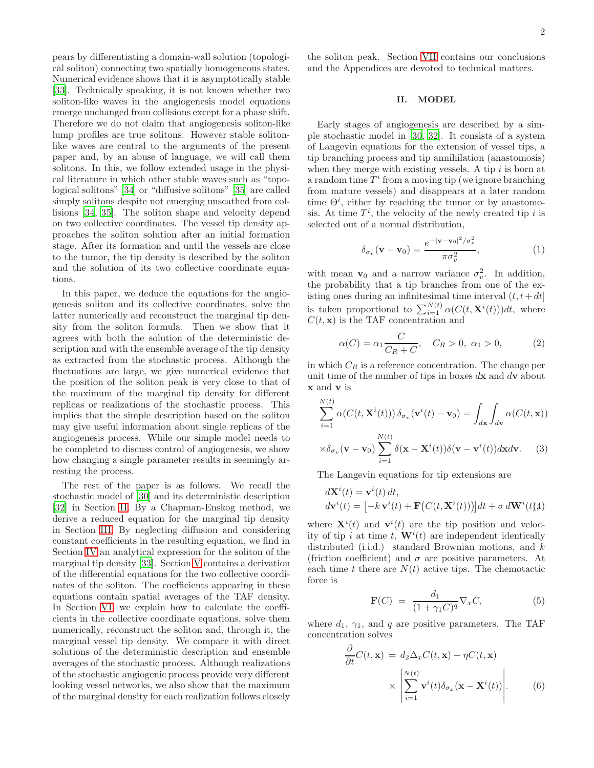pears by differentiating a domain-wall solution (topological soliton) connecting two spatially homogeneous states. Numerical evidence shows that it is asymptotically stable [33]. Technically speaking, it is not known whether two soliton-like waves in the angiogenesis model equations emerge unchanged from collisions except for a phase shift. Therefore we do not claim that angiogenesis soliton-like lump profiles are true solitons. However stable soliton-like waves are central to the arguments of the present paper and, by an abuse of language, we will call them solitons. In this, we follow extended usage in the physical literature in which other stable waves such as "topological solitons" [34] or "diffusive solitons" [35] are called simply solitons despite not emerging unscathed from collisions [34, 35]. The soliton shape and velocity depend on two collective coordinates. The vessel tip density approaches the soliton solution after an initial formation stage. After its formation and until the vessels are close to the tumor, the tip density is described by the soliton and the solution of its two collective coordinate equations.

In this paper, we deduce the equations for the angiogenesis soliton and its collective coordinates, solve the latter numerically and reconstruct the marginal tip density from the soliton formula. Then we show that it agrees with both the solution of the deterministic description and with the ensemble average of the tip density as extracted from the stochastic process. Although the fluctuations are large, we give numerical evidence that the position of the soliton peak is very close to that of the maximum of the marginal tip density for different replicas or realizations of the stochastic process. This implies that the simple description based on the soliton may give useful information about single replicas of the angiogenesis process. While our simple model needs to be completed to discuss control of angiogenesis, we show how changing a single parameter results in seemingly arresting the process.

The rest of the paper is as follows. We recall the stochastic model of [30] and its deterministic description [32] in Section II. By a Chapman-Enskog method, we derive a reduced equation for the marginal tip density in Section III. By neglecting diffusion and considering constant coefficients in the resulting equation, we find in Section IV an analytical expression for the soliton of the marginal tip density [33]. Section V contains a derivation of the differential equations for the two collective coordinates of the soliton. The coefficients appearing in these equations contain spatial averages of the TAF density. In Section VI, we explain how to calculate the coefficients in the collective coordinate equations, solve them numerically, reconstruct the soliton and, through it, the marginal vessel tip density. We compare it with direct solutions of the deterministic description and ensemble averages of the stochastic process. Although realizations of the stochastic angiogenic process provide very different looking vessel networks, we also show that the maximum of the marginal density for each realization follows closely the soliton peak. Section VII contains our conclusions and the Appendices are devoted to technical matters.

## II. MODEL

Early stages of angiogenesis are described by a simple stochastic model in [30, 32]. It consists of a system of Langevin equations for the extension of vessel tips, a tip branching process and tip annihilation (anastomosis) when they merge with existing vessels. A tip $i$ is born at a random time $T^i$ from a moving tip (we ignore branching from mature vessels) and disappears at a later random time $\Theta^i$, either by reaching the tumor or by anastomosis. At time $T^i$, the velocity of the newly created tip $i$ is selected out of a normal distribution,

$$\delta_{\sigma_v}(\mathbf{v}-\mathbf{v}_0)=\frac{e^{-|\mathbf{v}-\mathbf{v}_0|^2/\sigma_v^2}}{\pi\sigma_v^2}, \tag{1}$$

with mean $\mathbf{v}_0$ and a narrow variance $\sigma_v^2$. In addition, the probability that a tip branches from one of the existing ones during an infinitesimal time interval $(t, t+dt]$ is taken proportional to $\sum_{i=1}^{N(t)}\alpha(C(t,\mathbf{X}^i(t)))dt$, where $C(t,\mathbf{x})$ is the TAF concentration and

$$\alpha(C)=\alpha_1\frac{C}{C_R+C},\quad C_R>0,\ \alpha_1>0, \tag{2}$$

in which $C_R$ is a reference concentration. The change per unit time of the number of tips in boxes $d\mathbf{x}$ and $d\mathbf{v}$ about $\mathbf{x}$ and $\mathbf{v}$ is

$$\sum_{i=1}^{N(t)}\alpha(C(t,\mathbf{X}^i(t)))\,\delta_{\sigma_v}(\mathbf{v}^i(t)-\mathbf{v}_0)=\int_{d\mathbf{x}}\int_{d\mathbf{v}}\alpha(C(t,\mathbf{x}))\times\delta_{\sigma_v}(\mathbf{v}-\mathbf{v}_0)\sum_{i=1}^{N(t)}\delta(\mathbf{x}-\mathbf{X}^i(t))\delta(\mathbf{v}-\mathbf{v}^i(t))d\mathbf{x}d\mathbf{v}. \tag{3}$$

The Langevin equations for tip extensions are

$$d\mathbf{X}^i(t)=\mathbf{v}^i(t)\,dt,\qquad d\mathbf{v}^i(t)=\left[-k\,\mathbf{v}^i(t)+\mathbf{F}\big(C(t,\mathbf{X}^i(t))\big)\right]dt+\sigma\,d\mathbf{W}^i(t) \tag{4}$$

where $\mathbf{X}^i(t)$ and $\mathbf{v}^i(t)$ are the tip position and velocity of tip $i$ at time $t$, $\mathbf{W}^i(t)$ are independent identically distributed (i.i.d.) standard Brownian motions, and $k$ (friction coefficient) and $\sigma$ are positive parameters. At each time $t$ there are $N(t)$ active tips. The chemotactic force is

$$\mathbf{F}(C)\;=\;\frac{d_1}{(1+\gamma_1 C)^q}\nabla_x C, \tag{5}$$

where $d_1$, $\gamma_1$, and $q$ are positive parameters. The TAF concentration solves

$$\frac{\partial}{\partial t}C(t,\mathbf{x})\;=\;d_2\Delta_x C(t,\mathbf{x})-\eta C(t,\mathbf{x})\times\left|\sum_{i=1}^{N(t)}\mathbf{v}^i(t)\delta_{\sigma_x}(\mathbf{x}-\mathbf{X}^i(t))\right|. \tag{6}$$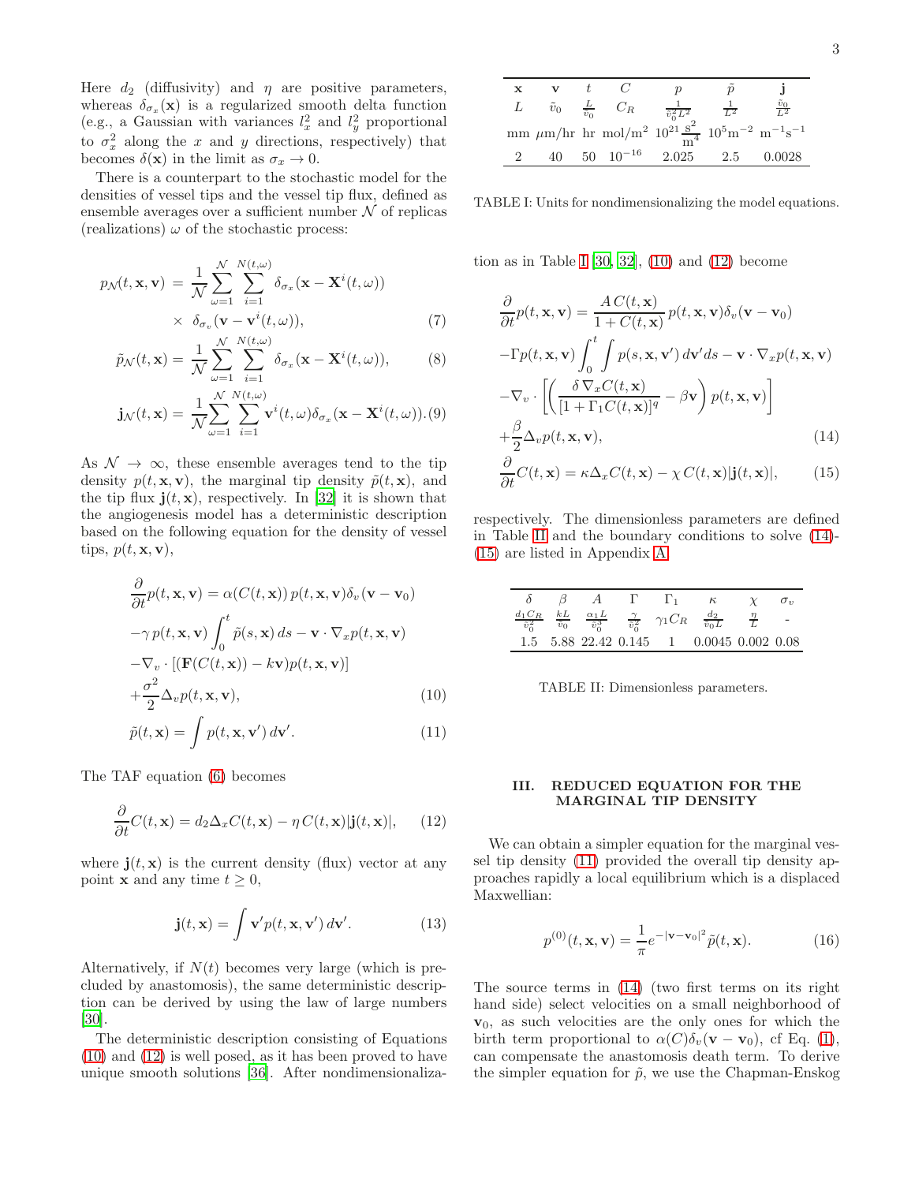Here $d_2$ (diffusivity) and $\eta$ are positive parameters, whereas $\delta_{\sigma_x}(\mathbf{x})$ is a regularized smooth delta function (e.g., a Gaussian with variances $l_x^2$ and $l_y^2$ proportional to $\sigma_x^2$ along the $x$ and $y$ directions, respectively) that becomes $\delta(\mathbf{x})$ in the limit as $\sigma_x \to 0$.

There is a counterpart to the stochastic model for the densities of vessel tips and the vessel tip flux, defined as ensemble averages over a sufficient number $\mathcal{N}$ of replicas (realizations) $\omega$ of the stochastic process:

$$p_{\mathcal{N}}(t,\mathbf{x},\mathbf{v}) = \frac{1}{\mathcal{N}}\sum_{\omega=1}^{\mathcal{N}}\sum_{i=1}^{N(t,\omega)} \delta_{\sigma_x}(\mathbf{x}-\mathbf{X}^i(t,\omega)) \times \delta_{\sigma_v}(\mathbf{v}-\mathbf{v}^i(t,\omega)), \quad (7)$$

$$\tilde{p}_{\mathcal{N}}(t,\mathbf{x}) = \frac{1}{\mathcal{N}}\sum_{\omega=1}^{\mathcal{N}}\sum_{i=1}^{N(t,\omega)} \delta_{\sigma_x}(\mathbf{x}-\mathbf{X}^i(t,\omega)), \quad (8)$$

$$\mathbf{j}_{\mathcal{N}}(t,\mathbf{x}) = \frac{1}{\mathcal{N}}\sum_{\omega=1}^{\mathcal{N}}\sum_{i=1}^{N(t,\omega)} \mathbf{v}^i(t,\omega)\delta_{\sigma_x}(\mathbf{x}-\mathbf{X}^i(t,\omega)). \quad (9)$$

As $\mathcal{N} \to \infty$, these ensemble averages tend to the tip density $p(t,\mathbf{x},\mathbf{v})$, the marginal tip density $\tilde{p}(t,\mathbf{x})$, and the tip flux $\mathbf{j}(t,\mathbf{x})$, respectively. In [32] it is shown that the angiogenesis model has a deterministic description based on the following equation for the density of vessel tips, $p(t,\mathbf{x},\mathbf{v})$,

$$\frac{\partial}{\partial t}p(t,\mathbf{x},\mathbf{v}) = \alpha(C(t,\mathbf{x}))\, p(t,\mathbf{x},\mathbf{v})\delta_v(\mathbf{v}-\mathbf{v}_0) - \gamma\, p(t,\mathbf{x},\mathbf{v})\int_0^t \tilde{p}(s,\mathbf{x})\, ds - \mathbf{v}\cdot\nabla_x p(t,\mathbf{x},\mathbf{v}) - \nabla_v\cdot[(\mathbf{F}(C(t,\mathbf{x}))-k\mathbf{v})p(t,\mathbf{x},\mathbf{v})] + \frac{\sigma^2}{2}\Delta_v p(t,\mathbf{x},\mathbf{v}), \quad (10)$$

$$\tilde{p}(t,\mathbf{x}) = \int p(t,\mathbf{x},\mathbf{v}')\, d\mathbf{v}'. \quad (11)$$

The TAF equation (6) becomes

$$\frac{\partial}{\partial t}C(t,\mathbf{x}) = d_2\Delta_x C(t,\mathbf{x}) - \eta\, C(t,\mathbf{x})|\mathbf{j}(t,\mathbf{x})|, \quad (12)$$

where $\mathbf{j}(t,\mathbf{x})$ is the current density (flux) vector at any point $\mathbf{x}$ and any time $t \geq 0$,

$$\mathbf{j}(t,\mathbf{x}) = \int \mathbf{v}' p(t,\mathbf{x},\mathbf{v}')\, d\mathbf{v}'. \quad (13)$$

Alternatively, if $N(t)$ becomes very large (which is precluded by anastomosis), the same deterministic description can be derived by using the law of large numbers [30].

The deterministic description consisting of Equations (10) and (12) is well posed, as it has been proved to have unique smooth solutions [36]. After nondimensionalization as in Table I [30, 32], (10) and (12) become

| $\mathbf{x}$ | $\mathbf{v}$ | $t$ | $C$ | $p$ | $\tilde{p}$ | $\mathbf{j}$ |
|---|---|---|---|---|---|---|
| $L$ | $\tilde{v}_0$ | $\frac{L}{\tilde{v}_0}$ | $C_R$ | $\frac{1}{\tilde{v}_0^2 L^2}$ | $\frac{1}{L^2}$ | $\frac{\tilde{v}_0}{L^2}$ |
| mm | $\mu$m/hr | hr | mol/m$^2$ | $10^{21}\frac{\text{s}^2}{\text{m}^4}$ | $10^5$m$^{-2}$ | m$^{-1}$s$^{-1}$ |
| 2 | 40 | 50 | $10^{-16}$ | 2.025 | 2.5 | 0.0028 |

TABLE I: Units for nondimensionalizing the model equations.

$$\frac{\partial}{\partial t}p(t,\mathbf{x},\mathbf{v}) = \frac{A\, C(t,\mathbf{x})}{1+C(t,\mathbf{x})}\, p(t,\mathbf{x},\mathbf{v})\delta_v(\mathbf{v}-\mathbf{v}_0) - \Gamma p(t,\mathbf{x},\mathbf{v})\int_0^t\int p(s,\mathbf{x},\mathbf{v}')\, d\mathbf{v}' ds - \mathbf{v}\cdot\nabla_x p(t,\mathbf{x},\mathbf{v}) - \nabla_v\cdot\left[\left(\frac{\delta\,\nabla_x C(t,\mathbf{x})}{[1+\Gamma_1 C(t,\mathbf{x})]^q} - \beta\mathbf{v}\right)p(t,\mathbf{x},\mathbf{v})\right] + \frac{\beta}{2}\Delta_v p(t,\mathbf{x},\mathbf{v}), \quad (14)$$

$$\frac{\partial}{\partial t}C(t,\mathbf{x}) = \kappa\Delta_x C(t,\mathbf{x}) - \chi\, C(t,\mathbf{x})|\mathbf{j}(t,\mathbf{x})|, \quad (15)$$

respectively. The dimensionless parameters are defined in Table II and the boundary conditions to solve (14)-(15) are listed in Appendix A.

| $\delta$ | $\beta$ | $A$ | $\Gamma$ | $\Gamma_1$ | $\kappa$ | $\chi$ | $\sigma_v$ |
|---|---|---|---|---|---|---|---|
| $\frac{d_1 C_R}{\tilde{v}_0^2}$ | $\frac{kL}{\tilde{v}_0}$ | $\frac{\alpha_1 L}{\tilde{v}_0^3}$ | $\frac{\gamma}{\tilde{v}_0^2}$ | $\gamma_1 C_R$ | $\frac{d_2}{\tilde{v}_0 L}$ | $\frac{\eta}{L}$ | - |
| 1.5 | 5.88 | 22.42 | 0.145 | 1 | 0.0045 | 0.002 | 0.08 |

TABLE II: Dimensionless parameters.

## III. REDUCED EQUATION FOR THE MARGINAL TIP DENSITY

We can obtain a simpler equation for the marginal vessel tip density (11) provided the overall tip density approaches rapidly a local equilibrium which is a displaced Maxwellian:

$$p^{(0)}(t,\mathbf{x},\mathbf{v}) = \frac{1}{\pi}e^{-|\mathbf{v}-\mathbf{v}_0|^2}\tilde{p}(t,\mathbf{x}). \quad (16)$$

The source terms in (14) (two first terms on its right hand side) select velocities on a small neighborhood of $\mathbf{v}_0$, as such velocities are the only ones for which the birth term proportional to $\alpha(C)\delta_v(\mathbf{v}-\mathbf{v}_0)$, cf Eq. (1), can compensate the anastomosis death term. To derive the simpler equation for $\tilde{p}$, we use the Chapman-Enskog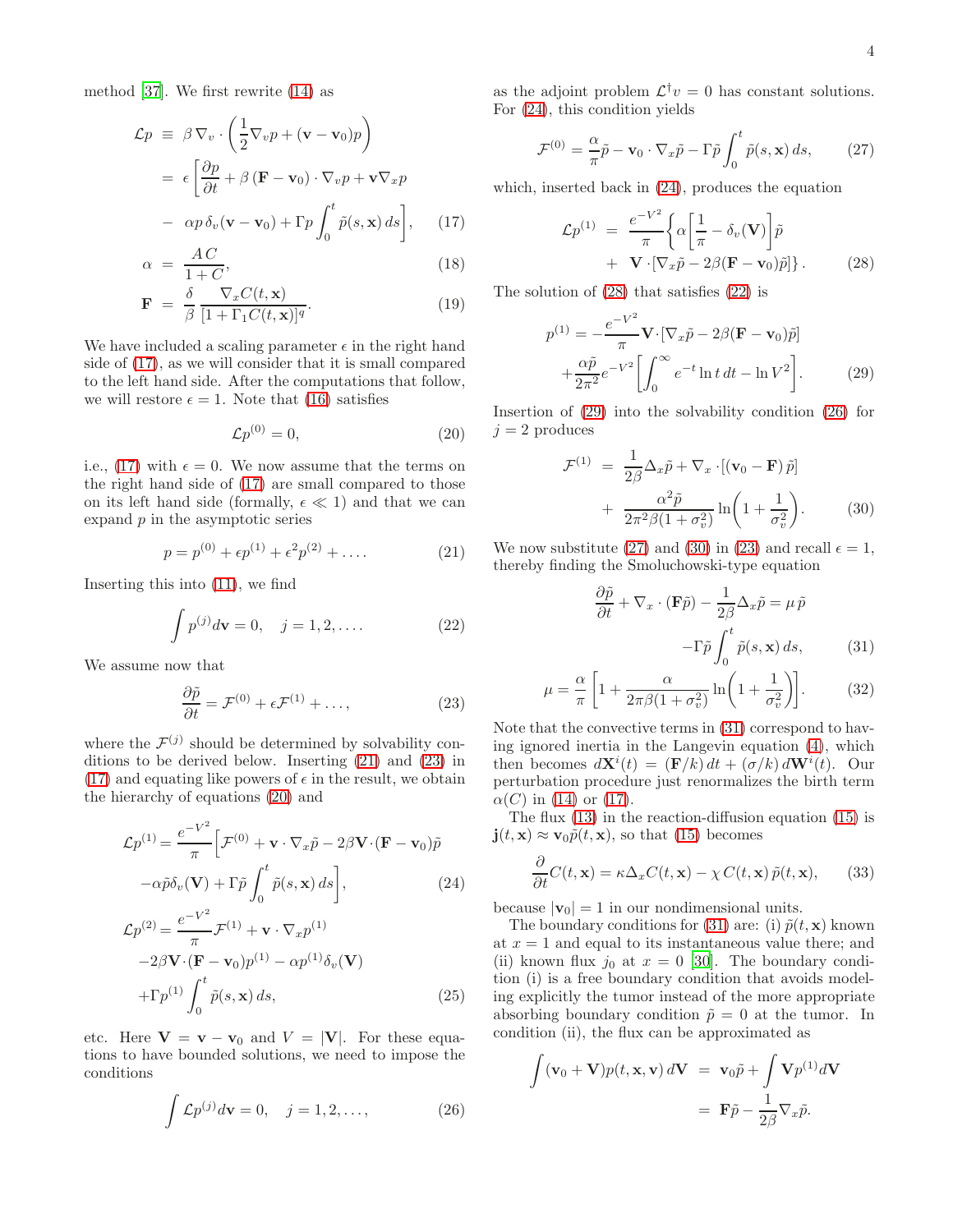method [37]. We first rewrite (14) as

$$\begin{aligned}
\mathcal{L}p &\equiv \beta\,\nabla_v\cdot\left(\frac{1}{2}\nabla_v p + (\mathbf{v}-\mathbf{v}_0)p\right) \\
&= \epsilon\left[\frac{\partial p}{\partial t} + \beta\,(\mathbf{F}-\mathbf{v}_0)\cdot\nabla_v p + \mathbf{v}\nabla_x p \right. \\
&\quad \left. -\ \alpha p\,\delta_v(\mathbf{v}-\mathbf{v}_0) + \Gamma p\int_0^t \tilde{p}(s,\mathbf{x})\,ds\right], \quad (17)\\
\alpha &= \frac{A\,C}{1+C}, \quad (18)\\
\mathbf{F} &= \frac{\delta}{\beta}\,\frac{\nabla_x C(t,\mathbf{x})}{[1+\Gamma_1 C(t,\mathbf{x})]^q}. \quad (19)
\end{aligned}$$

We have included a scaling parameter $\epsilon$ in the right hand side of (17), as we will consider that it is small compared to the left hand side. After the computations that follow, we will restore $\epsilon = 1$. Note that (16) satisfies

$$\mathcal{L}p^{(0)} = 0, \quad (20)$$

i.e., (17) with $\epsilon = 0$. We now assume that the terms on the right hand side of (17) are small compared to those on its left hand side (formally, $\epsilon \ll 1$) and that we can expand $p$ in the asymptotic series

$$p = p^{(0)} + \epsilon p^{(1)} + \epsilon^2 p^{(2)} + \ldots. \quad (21)$$

Inserting this into (11), we find

$$\int p^{(j)} d\mathbf{v} = 0, \quad j = 1, 2, \ldots. \quad (22)$$

We assume now that

$$\frac{\partial \tilde{p}}{\partial t} = \mathcal{F}^{(0)} + \epsilon\mathcal{F}^{(1)} + \ldots, \quad (23)$$

where the $\mathcal{F}^{(j)}$ should be determined by solvability conditions to be derived below. Inserting (21) and (23) in (17) and equating like powers of $\epsilon$ in the result, we obtain the hierarchy of equations (20) and

$$\begin{aligned}
\mathcal{L}p^{(1)} &= \frac{e^{-V^2}}{\pi}\Big[\mathcal{F}^{(0)} + \mathbf{v}\cdot\nabla_x\tilde{p} - 2\beta\mathbf{V}\cdot(\mathbf{F}-\mathbf{v}_0)\tilde{p} \\
&\quad -\alpha\tilde{p}\delta_v(\mathbf{V}) + \Gamma\tilde{p}\int_0^t \tilde{p}(s,\mathbf{x})\,ds\Big], \quad (24)\\
\mathcal{L}p^{(2)} &= \frac{e^{-V^2}}{\pi}\mathcal{F}^{(1)} + \mathbf{v}\cdot\nabla_x p^{(1)} \\
&\quad -2\beta\mathbf{V}\cdot(\mathbf{F}-\mathbf{v}_0)p^{(1)} - \alpha p^{(1)}\delta_v(\mathbf{V}) \\
&\quad +\Gamma p^{(1)}\int_0^t \tilde{p}(s,\mathbf{x})\,ds, \quad (25)
\end{aligned}$$

etc. Here $\mathbf{V} = \mathbf{v} - \mathbf{v}_0$ and $V = |\mathbf{V}|$. For these equations to have bounded solutions, we need to impose the conditions

$$\int \mathcal{L}p^{(j)} d\mathbf{v} = 0, \quad j = 1, 2, \ldots, \quad (26)$$

as the adjoint problem $\mathcal{L}^\dagger v = 0$ has constant solutions. For (24), this condition yields

$$\mathcal{F}^{(0)} = \frac{\alpha}{\pi}\tilde{p} - \mathbf{v}_0\cdot\nabla_x\tilde{p} - \Gamma\tilde{p}\int_0^t \tilde{p}(s,\mathbf{x})\,ds, \quad (27)$$

which, inserted back in (24), produces the equation

$$\begin{aligned}
\mathcal{L}p^{(1)} &= \frac{e^{-V^2}}{\pi}\left\{\alpha\left[\frac{1}{\pi} - \delta_v(\mathbf{V})\right]\tilde{p}\right. \\
&\quad \left. +\ \mathbf{V}\cdot[\nabla_x\tilde{p} - 2\beta(\mathbf{F}-\mathbf{v}_0)\tilde{p}]\right\}. \quad (28)
\end{aligned}$$

The solution of (28) that satisfies (22) is

$$\begin{aligned}
p^{(1)} &= -\frac{e^{-V^2}}{\pi}\mathbf{V}\cdot[\nabla_x\tilde{p} - 2\beta(\mathbf{F}-\mathbf{v}_0)\tilde{p}] \\
&\quad + \frac{\alpha\tilde{p}}{2\pi^2}e^{-V^2}\left[\int_0^\infty e^{-t}\ln t\,dt - \ln V^2\right]. \quad (29)
\end{aligned}$$

Insertion of (29) into the solvability condition (26) for $j = 2$ produces

$$\begin{aligned}
\mathcal{F}^{(1)} &= \frac{1}{2\beta}\Delta_x\tilde{p} + \nabla_x\cdot[(\mathbf{v}_0 - \mathbf{F})\,\tilde{p}] \\
&\quad + \frac{\alpha^2\tilde{p}}{2\pi^2\beta(1+\sigma_v^2)}\ln\!\left(1 + \frac{1}{\sigma_v^2}\right). \quad (30)
\end{aligned}$$

We now substitute (27) and (30) in (23) and recall $\epsilon = 1$, thereby finding the Smoluchowski-type equation

$$\begin{aligned}
\frac{\partial\tilde{p}}{\partial t} + \nabla_x\cdot(\mathbf{F}\tilde{p}) - \frac{1}{2\beta}\Delta_x\tilde{p} &= \mu\,\tilde{p} \\
&\quad -\Gamma\tilde{p}\int_0^t \tilde{p}(s,\mathbf{x})\,ds, \quad (31)\\
\mu = \frac{\alpha}{\pi}\left[1 + \frac{\alpha}{2\pi\beta(1+\sigma_v^2)}\ln\!\left(1 + \frac{1}{\sigma_v^2}\right)\right]&. \quad (32)
\end{aligned}$$

Note that the convective terms in (31) correspond to having ignored inertia in the Langevin equation (4), which then becomes $d\mathbf{X}^i(t) = (\mathbf{F}/k)\,dt + (\sigma/k)\,d\mathbf{W}^i(t)$. Our perturbation procedure just renormalizes the birth term $\alpha(C)$ in (14) or (17).

The flux (13) in the reaction-diffusion equation (15) is $\mathbf{j}(t,\mathbf{x}) \approx \mathbf{v}_0\tilde{p}(t,\mathbf{x})$, so that (15) becomes

$$\frac{\partial}{\partial t}C(t,\mathbf{x}) = \kappa\Delta_x C(t,\mathbf{x}) - \chi\, C(t,\mathbf{x})\,\tilde{p}(t,\mathbf{x}), \quad (33)$$

because $|\mathbf{v}_0| = 1$ in our nondimensional units.

The boundary conditions for (31) are: (i) $\tilde{p}(t,\mathbf{x})$ known at $x = 1$ and equal to its instantaneous value there; and (ii) known flux $j_0$ at $x = 0$ [30]. The boundary condition (i) is a free boundary condition that avoids modeling explicitly the tumor instead of the more appropriate absorbing boundary condition $\tilde{p} = 0$ at the tumor. In condition (ii), the flux can be approximated as

$$\begin{aligned}
\int(\mathbf{v}_0 + \mathbf{V})p(t,\mathbf{x},\mathbf{v})\,d\mathbf{V} &= \mathbf{v}_0\tilde{p} + \int \mathbf{V}p^{(1)}d\mathbf{V} \\
&= \mathbf{F}\tilde{p} - \frac{1}{2\beta}\nabla_x\tilde{p}.
\end{aligned}$$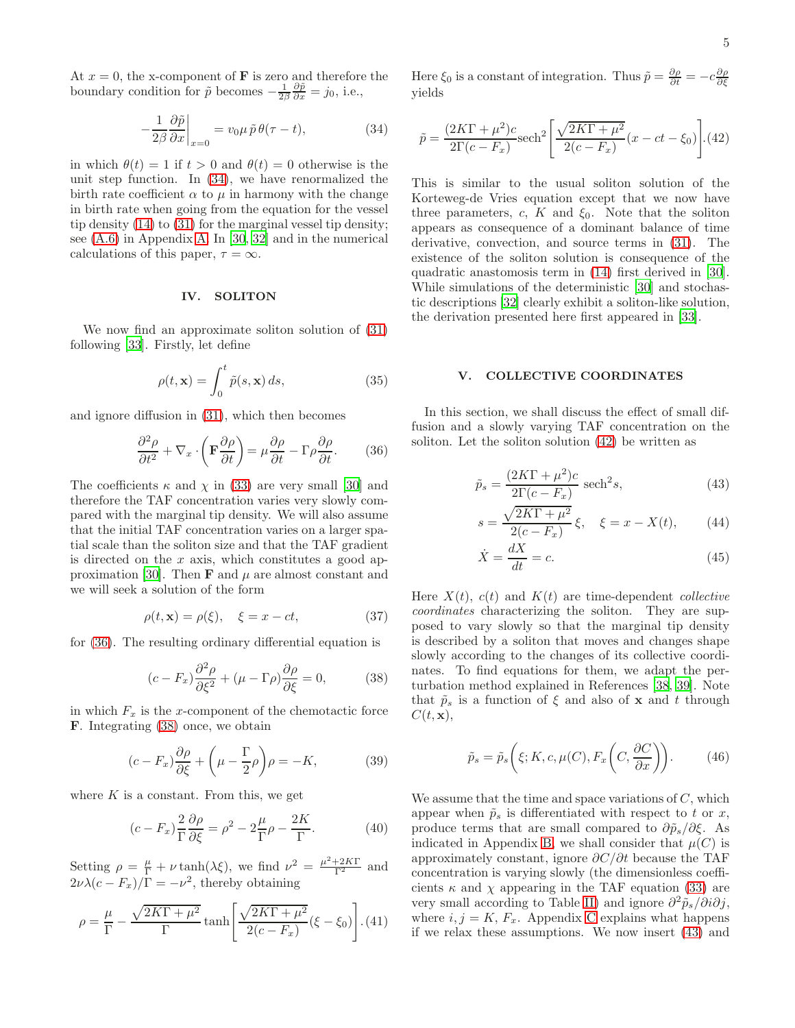At $x = 0$, the x-component of $\mathbf{F}$ is zero and therefore the boundary condition for $\tilde{p}$ becomes $-\frac{1}{2\beta}\frac{\partial \tilde{p}}{\partial x} = j_0$, i.e.,

$$-\frac{1}{2\beta}\frac{\partial \tilde{p}}{\partial x}\bigg|_{x=0} = v_0 \mu\, \tilde{p}\, \theta(\tau - t), \tag{34}$$

in which $\theta(t) = 1$ if $t > 0$ and $\theta(t) = 0$ otherwise is the unit step function. In (34), we have renormalized the birth rate coefficient $\alpha$ to $\mu$ in harmony with the change in birth rate when going from the equation for the vessel tip density (14) to (31) for the marginal vessel tip density; see (A.6) in Appendix A. In [30, 32] and in the numerical calculations of this paper, $\tau = \infty$.

## IV. SOLITON

We now find an approximate soliton solution of (31) following [33]. Firstly, let define

$$\rho(t, \mathbf{x}) = \int_0^t \tilde{p}(s, \mathbf{x})\, ds, \tag{35}$$

and ignore diffusion in (31), which then becomes

$$\frac{\partial^2 \rho}{\partial t^2} + \nabla_x \cdot \left(\mathbf{F}\frac{\partial \rho}{\partial t}\right) = \mu \frac{\partial \rho}{\partial t} - \Gamma \rho \frac{\partial \rho}{\partial t}. \tag{36}$$

The coefficients $\kappa$ and $\chi$ in (33) are very small [30] and therefore the TAF concentration varies very slowly compared with the marginal tip density. We will also assume that the initial TAF concentration varies on a larger spatial scale than the soliton size and that the TAF gradient is directed on the $x$ axis, which constitutes a good approximation [30]. Then $\mathbf{F}$ and $\mu$ are almost constant and we will seek a solution of the form

$$\rho(t, \mathbf{x}) = \rho(\xi), \quad \xi = x - ct, \tag{37}$$

for (36). The resulting ordinary differential equation is

$$(c - F_x)\frac{\partial^2 \rho}{\partial \xi^2} + (\mu - \Gamma\rho)\frac{\partial \rho}{\partial \xi} = 0, \tag{38}$$

in which $F_x$ is the $x$-component of the chemotactic force $\mathbf{F}$. Integrating (38) once, we obtain

$$(c - F_x)\frac{\partial \rho}{\partial \xi} + \left(\mu - \frac{\Gamma}{2}\rho\right)\rho = -K, \tag{39}$$

where $K$ is a constant. From this, we get

$$(c - F_x)\frac{2}{\Gamma}\frac{\partial \rho}{\partial \xi} = \rho^2 - 2\frac{\mu}{\Gamma}\rho - \frac{2K}{\Gamma}. \tag{40}$$

Setting $\rho = \frac{\mu}{\Gamma} + \nu \tanh(\lambda\xi)$, we find $\nu^2 = \frac{\mu^2 + 2K\Gamma}{\Gamma^2}$ and $2\nu\lambda(c - F_x)/\Gamma = -\nu^2$, thereby obtaining

$$\rho = \frac{\mu}{\Gamma} - \frac{\sqrt{2K\Gamma + \mu^2}}{\Gamma}\tanh\left[\frac{\sqrt{2K\Gamma + \mu^2}}{2(c - F_x)}(\xi - \xi_0)\right]. \tag{41}$$

Here $\xi_0$ is a constant of integration. Thus $\tilde{p} = \frac{\partial \rho}{\partial t} = -c\frac{\partial \rho}{\partial \xi}$ yields

$$\tilde{p} = \frac{(2K\Gamma + \mu^2)c}{2\Gamma(c - F_x)}\text{sech}^2\left[\frac{\sqrt{2K\Gamma + \mu^2}}{2(c - F_x)}(x - ct - \xi_0)\right]. \tag{42}$$

This is similar to the usual soliton solution of the Korteweg-de Vries equation except that we now have three parameters, $c$, $K$ and $\xi_0$. Note that the soliton appears as consequence of a dominant balance of time derivative, convection, and source terms in (31). The existence of the soliton solution is consequence of the quadratic anastomosis term in (14) first derived in [30]. While simulations of the deterministic [30] and stochastic descriptions [32] clearly exhibit a soliton-like solution, the derivation presented here first appeared in [33].

## V. COLLECTIVE COORDINATES

In this section, we shall discuss the effect of small diffusion and a slowly varying TAF concentration on the soliton. Let the soliton solution (42) be written as

$$\tilde{p}_s = \frac{(2K\Gamma + \mu^2)c}{2\Gamma(c - F_x)}\,\text{sech}^2 s, \tag{43}$$

$$s = \frac{\sqrt{2K\Gamma + \mu^2}}{2(c - F_x)}\,\xi, \quad \xi = x - X(t), \tag{44}$$

$$\dot{X} = \frac{dX}{dt} = c. \tag{45}$$

Here $X(t)$, $c(t)$ and $K(t)$ are time-dependent *collective coordinates* characterizing the soliton. They are supposed to vary slowly so that the marginal tip density is described by a soliton that moves and changes shape slowly according to the changes of its collective coordinates. To find equations for them, we adapt the perturbation method explained in References [38, 39]. Note that $\tilde{p}_s$ is a function of $\xi$ and also of $\mathbf{x}$ and $t$ through $C(t, \mathbf{x})$,

$$\tilde{p}_s = \tilde{p}_s\left(\xi; K, c, \mu(C), F_x\left(C, \frac{\partial C}{\partial x}\right)\right). \tag{46}$$

We assume that the time and space variations of $C$, which appear when $\tilde{p}_s$ is differentiated with respect to $t$ or $x$, produce terms that are small compared to $\partial \tilde{p}_s/\partial \xi$. As indicated in Appendix B, we shall consider that $\mu(C)$ is approximately constant, ignore $\partial C/\partial t$ because the TAF concentration is varying slowly (the dimensionless coefficients $\kappa$ and $\chi$ appearing in the TAF equation (33) are very small according to Table II) and ignore $\partial^2 \tilde{p}_s/\partial i \partial j$, where $i, j = K, F_x$. Appendix C explains what happens if we relax these assumptions. We now insert (43) and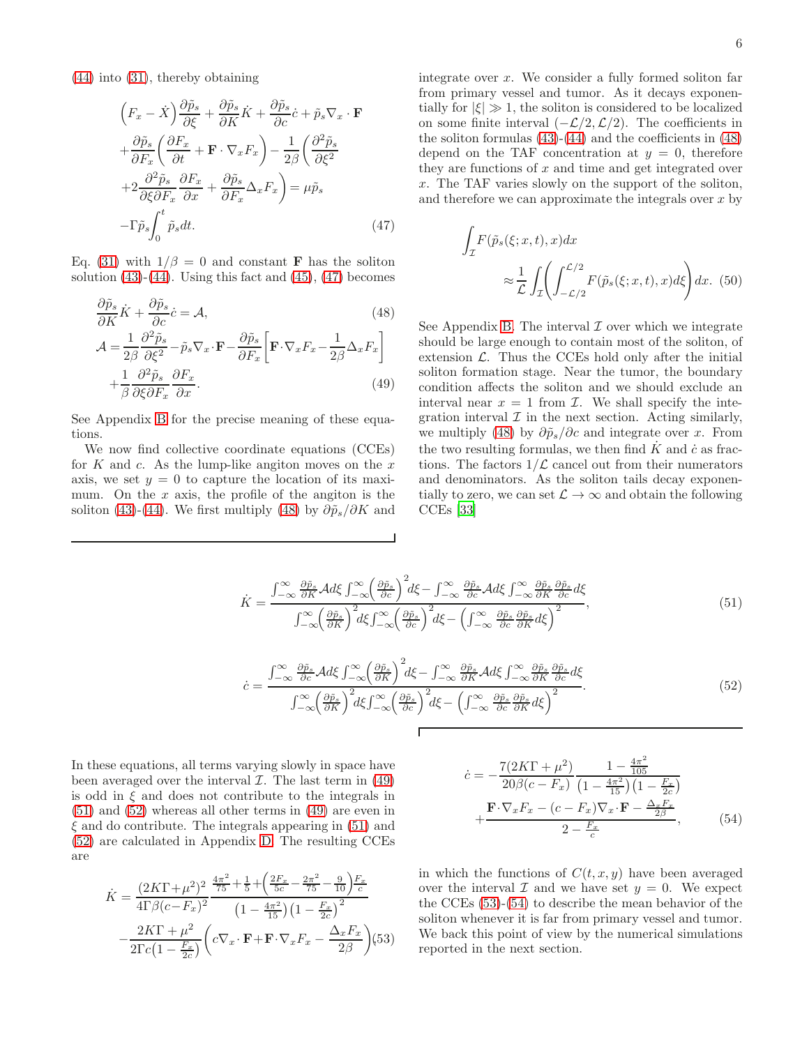(44) into (31), thereby obtaining

$$\begin{aligned}&\left(F_x-\dot{X}\right)\frac{\partial\tilde{p}_s}{\partial\xi}+\frac{\partial\tilde{p}_s}{\partial K}\dot{K}+\frac{\partial\tilde{p}_s}{\partial c}\dot{c}+\tilde{p}_s\nabla_x\cdot\mathbf{F}\\&+\frac{\partial\tilde{p}_s}{\partial F_x}\left(\frac{\partial F_x}{\partial t}+\mathbf{F}\cdot\nabla_x F_x\right)-\frac{1}{2\beta}\left(\frac{\partial^2\tilde{p}_s}{\partial\xi^2}\right.\\&\left.+2\frac{\partial^2\tilde{p}_s}{\partial\xi\partial F_x}\frac{\partial F_x}{\partial x}+\frac{\partial\tilde{p}_s}{\partial F_x}\Delta_x F_x\right)=\mu\tilde{p}_s\\&-\Gamma\tilde{p}_s\int_0^t\tilde{p}_s dt.\end{aligned}\tag{47}$$

Eq. (31) with $1/\beta=0$ and constant $\mathbf{F}$ has the soliton solution (43)-(44). Using this fact and (45), (47) becomes

$$\frac{\partial\tilde{p}_s}{\partial K}\dot{K}+\frac{\partial\tilde{p}_s}{\partial c}\dot{c}=\mathcal{A},\tag{48}$$

$$\begin{aligned}\mathcal{A}=&\frac{1}{2\beta}\frac{\partial^2\tilde{p}_s}{\partial\xi^2}-\tilde{p}_s\nabla_x\cdot\mathbf{F}-\frac{\partial\tilde{p}_s}{\partial F_x}\left[\mathbf{F}\cdot\nabla_x F_x-\frac{1}{2\beta}\Delta_x F_x\right]\\&+\frac{1}{\beta}\frac{\partial^2\tilde{p}_s}{\partial\xi\partial F_x}\frac{\partial F_x}{\partial x}.\end{aligned}\tag{49}$$

See Appendix B for the precise meaning of these equations.

We now find collective coordinate equations (CCEs) for $K$ and $c$. As the lump-like angiton moves on the $x$ axis, we set $y=0$ to capture the location of its maximum. On the $x$ axis, the profile of the angiton is the soliton (43)-(44). We first multiply (48) by $\partial\tilde{p}_s/\partial K$ and integrate over $x$. We consider a fully formed soliton far from primary vessel and tumor. As it decays exponentially for $|\xi|\gg 1$, the soliton is considered to be localized on some finite interval $(-\mathcal{L}/2,\mathcal{L}/2)$. The coefficients in the soliton formulas (43)-(44) and the coefficients in (48) depend on the TAF concentration at $y=0$, therefore they are functions of $x$ and time and get integrated over $x$. The TAF varies slowly on the support of the soliton, and therefore we can approximate the integrals over $x$ by

$$\int_{\mathcal{I}}F(\tilde{p}_s(\xi;x,t),x)dx\approx\frac{1}{\mathcal{L}}\int_{\mathcal{I}}\left(\int_{-\mathcal{L}/2}^{\mathcal{L}/2}F(\tilde{p}_s(\xi;x,t),x)d\xi\right)dx.\tag{50}$$

See Appendix B. The interval $\mathcal{I}$ over which we integrate should be large enough to contain most of the soliton, of extension $\mathcal{L}$. Thus the CCEs hold only after the initial soliton formation stage. Near the tumor, the boundary condition affects the soliton and we should exclude an interval near $x=1$ from $\mathcal{I}$. We shall specify the integration interval $\mathcal{I}$ in the next section. Acting similarly, we multiply (48) by $\partial\tilde{p}_s/\partial c$ and integrate over $x$. From the two resulting formulas, we then find $\dot{K}$ and $\dot{c}$ as fractions. The factors $1/\mathcal{L}$ cancel out from their numerators and denominators. As the soliton tails decay exponentially to zero, we can set $\mathcal{L}\to\infty$ and obtain the following CCEs [33]

$$\dot{K}=\frac{\int_{-\infty}^{\infty}\frac{\partial\tilde{p}_s}{\partial K}\mathcal{A}d\xi\int_{-\infty}^{\infty}\left(\frac{\partial\tilde{p}_s}{\partial c}\right)^2d\xi-\int_{-\infty}^{\infty}\frac{\partial\tilde{p}_s}{\partial c}\mathcal{A}d\xi\int_{-\infty}^{\infty}\frac{\partial\tilde{p}_s}{\partial K}\frac{\partial\tilde{p}_s}{\partial c}d\xi}{\int_{-\infty}^{\infty}\left(\frac{\partial\tilde{p}_s}{\partial K}\right)^2d\xi\int_{-\infty}^{\infty}\left(\frac{\partial\tilde{p}_s}{\partial c}\right)^2d\xi-\left(\int_{-\infty}^{\infty}\frac{\partial\tilde{p}_s}{\partial c}\frac{\partial\tilde{p}_s}{\partial K}d\xi\right)^2},\tag{51}$$

$$\dot{c}=\frac{\int_{-\infty}^{\infty}\frac{\partial\tilde{p}_s}{\partial c}\mathcal{A}d\xi\int_{-\infty}^{\infty}\left(\frac{\partial\tilde{p}_s}{\partial K}\right)^2d\xi-\int_{-\infty}^{\infty}\frac{\partial\tilde{p}_s}{\partial K}\mathcal{A}d\xi\int_{-\infty}^{\infty}\frac{\partial\tilde{p}_s}{\partial K}\frac{\partial\tilde{p}_s}{\partial c}d\xi}{\int_{-\infty}^{\infty}\left(\frac{\partial\tilde{p}_s}{\partial K}\right)^2d\xi\int_{-\infty}^{\infty}\left(\frac{\partial\tilde{p}_s}{\partial c}\right)^2d\xi-\left(\int_{-\infty}^{\infty}\frac{\partial\tilde{p}_s}{\partial c}\frac{\partial\tilde{p}_s}{\partial K}d\xi\right)^2}.\tag{52}$$

In these equations, all terms varying slowly in space have been averaged over the interval $\mathcal{I}$. The last term in (49) is odd in $\xi$ and does not contribute to the integrals in (51) and (52) whereas all other terms in (49) are even in $\xi$ and do contribute. The integrals appearing in (51) and (52) are calculated in Appendix D. The resulting CCEs are

$$\begin{aligned}\dot{K}=&\frac{(2K\Gamma+\mu^2)^2}{4\Gamma\beta(c-F_x)^2}\frac{\frac{4\pi^2}{75}+\frac{1}{5}+\left(\frac{2F_x}{5c}-\frac{2\pi^2}{75}-\frac{9}{10}\right)\frac{F_x}{c}}{\left(1-\frac{4\pi^2}{15}\right)\left(1-\frac{F_x}{2c}\right)^2}\\&-\frac{2K\Gamma+\mu^2}{2\Gamma c\left(1-\frac{F_x}{2c}\right)}\left(c\nabla_x\cdot\mathbf{F}+\mathbf{F}\cdot\nabla_x F_x-\frac{\Delta_x F_x}{2\beta}\right)\end{aligned}\tag{53}$$

$$\begin{aligned}\dot{c}=&-\frac{7(2K\Gamma+\mu^2)}{20\beta(c-F_x)}\frac{1-\frac{4\pi^2}{105}}{\left(1-\frac{4\pi^2}{15}\right)\left(1-\frac{F_x}{2c}\right)}\\&+\frac{\mathbf{F}\cdot\nabla_x F_x-(c-F_x)\nabla_x\cdot\mathbf{F}-\frac{\Delta_x F_x}{2\beta}}{2-\frac{F_x}{c}},\end{aligned}\tag{54}$$

in which the functions of $C(t,x,y)$ have been averaged over the interval $\mathcal{I}$ and we have set $y=0$. We expect the CCEs (53)-(54) to describe the mean behavior of the soliton whenever it is far from primary vessel and tumor. We back this point of view by the numerical simulations reported in the next section.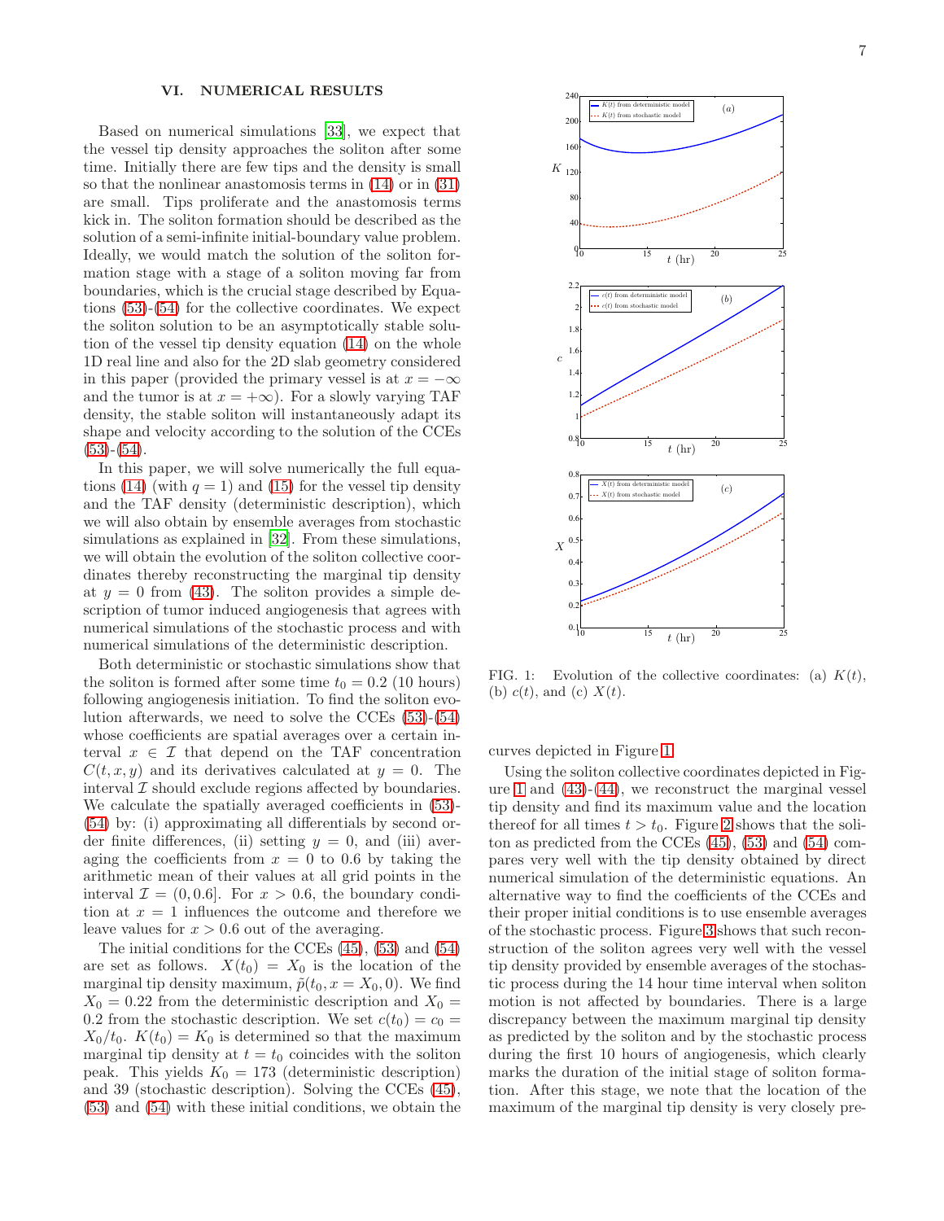## VI. NUMERICAL RESULTS

Based on numerical simulations [33], we expect that the vessel tip density approaches the soliton after some time. Initially there are few tips and the density is small so that the nonlinear anastomosis terms in (14) or in (31) are small. Tips proliferate and the anastomosis terms kick in. The soliton formation should be described as the solution of a semi-infinite initial-boundary value problem. Ideally, we would match the solution of the soliton formation stage with a stage of a soliton moving far from boundaries, which is the crucial stage described by Equations (53)-(54) for the collective coordinates. We expect the soliton solution to be an asymptotically stable solution of the vessel tip density equation (14) on the whole 1D real line and also for the 2D slab geometry considered in this paper (provided the primary vessel is at $x = -\infty$ and the tumor is at $x = +\infty$). For a slowly varying TAF density, the stable soliton will instantaneously adapt its shape and velocity according to the solution of the CCEs (53)-(54).

In this paper, we will solve numerically the full equations (14) (with $q = 1$) and (15) for the vessel tip density and the TAF density (deterministic description), which we will also obtain by ensemble averages from stochastic simulations as explained in [32]. From these simulations, we will obtain the evolution of the soliton collective coordinates thereby reconstructing the marginal tip density at $y = 0$ from (43). The soliton provides a simple description of tumor induced angiogenesis that agrees with numerical simulations of the stochastic process and with numerical simulations of the deterministic description.

Both deterministic or stochastic simulations show that the soliton is formed after some time $t_0 = 0.2$ (10 hours) following angiogenesis initiation. To find the soliton evolution afterwards, we need to solve the CCEs (53)-(54) whose coefficients are spatial averages over a certain interval $x \in \mathcal{I}$ that depend on the TAF concentration $C(t, x, y)$ and its derivatives calculated at $y = 0$. The interval $\mathcal{I}$ should exclude regions affected by boundaries. We calculate the spatially averaged coefficients in (53)-(54) by: (i) approximating all differentials by second order finite differences, (ii) setting $y = 0$, and (iii) averaging the coefficients from $x = 0$ to 0.6 by taking the arithmetic mean of their values at all grid points in the interval $\mathcal{I} = (0, 0.6]$. For $x > 0.6$, the boundary condition at $x = 1$ influences the outcome and therefore we leave values for $x > 0.6$ out of the averaging.

The initial conditions for the CCEs (45), (53) and (54) are set as follows. $X(t_0) = X_0$ is the location of the marginal tip density maximum, $\tilde{p}(t_0, x = X_0, 0)$. We find $X_0 = 0.22$ from the deterministic description and $X_0 = 0.2$ from the stochastic description. We set $c(t_0) = c_0 = X_0/t_0$. $K(t_0) = K_0$ is determined so that the maximum marginal tip density at $t = t_0$ coincides with the soliton peak. This yields $K_0 = 173$ (deterministic description) and 39 (stochastic description). Solving the CCEs (45), (53) and (54) with these initial conditions, we obtain the curves depicted in Figure 1.

FIG. 1: Evolution of the collective coordinates: (a) $K(t)$, (b) $c(t)$, and (c) $X(t)$.

Using the soliton collective coordinates depicted in Figure 1 and (43)-(44), we reconstruct the marginal vessel tip density and find its maximum value and the location thereof for all times $t > t_0$. Figure 2 shows that the soliton as predicted from the CCEs (45), (53) and (54) compares very well with the tip density obtained by direct numerical simulation of the deterministic equations. An alternative way to find the coefficients of the CCEs and their proper initial conditions is to use ensemble averages of the stochastic process. Figure 3 shows that such reconstruction of the soliton agrees very well with the vessel tip density provided by ensemble averages of the stochastic process during the 14 hour time interval when soliton motion is not affected by boundaries. There is a large discrepancy between the maximum marginal tip density as predicted by the soliton and by the stochastic process during the first 10 hours of angiogenesis, which clearly marks the duration of the initial stage of soliton formation. After this stage, we note that the location of the maximum of the marginal tip density is very closely pre-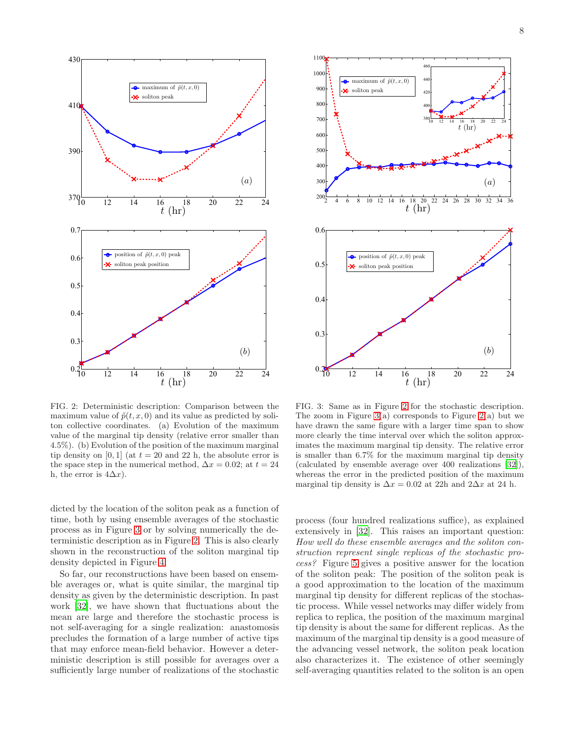FIG. 2: Deterministic description: Comparison between the maximum value of $\tilde{p}(t,x,0)$ and its value as predicted by soliton collective coordinates. (a) Evolution of the maximum value of the marginal tip density (relative error smaller than 4.5%). (b) Evolution of the position of the maximum marginal tip density on $[0,1]$ (at $t=20$ and 22 h, the absolute error is the space step in the numerical method, $\Delta x = 0.02$; at $t=24$ h, the error is $4\Delta x$).

FIG. 3: Same as in Figure 2 for the stochastic description. The zoom in Figure 3(a) corresponds to Figure 2(a) but we have drawn the same figure with a larger time span to show more clearly the time interval over which the soliton approximates the maximum marginal tip density. The relative error is smaller than 6.7% for the maximum marginal tip density (calculated by ensemble average over 400 realizations [32]), whereas the error in the predicted position of the maximum marginal tip density is $\Delta x = 0.02$ at 22h and $2\Delta x$ at 24 h.

dicted by the location of the soliton peak as a function of time, both by using ensemble averages of the stochastic process as in Figure 3 or by solving numerically the deterministic description as in Figure 2. This is also clearly shown in the reconstruction of the soliton marginal tip density depicted in Figure 4.

So far, our reconstructions have been based on ensemble averages or, what is quite similar, the marginal tip density as given by the deterministic description. In past work [32], we have shown that fluctuations about the mean are large and therefore the stochastic process is not self-averaging for a single realization: anastomosis precludes the formation of a large number of active tips that may enforce mean-field behavior. However a deterministic description is still possible for averages over a sufficiently large number of realizations of the stochastic process (four hundred realizations suffice), as explained extensively in [32]. This raises an important question: *How well do these ensemble averages and the soliton construction represent single replicas of the stochastic process?* Figure 5 gives a positive answer for the location of the soliton peak: The position of the soliton peak is a good approximation to the location of the maximum marginal tip density for different replicas of the stochastic process. While vessel networks may differ widely from replica to replica, the position of the maximum marginal tip density is about the same for different replicas. As the maximum of the marginal tip density is a good measure of the advancing vessel network, the soliton peak location also characterizes it. The existence of other seemingly self-averaging quantities related to the soliton is an open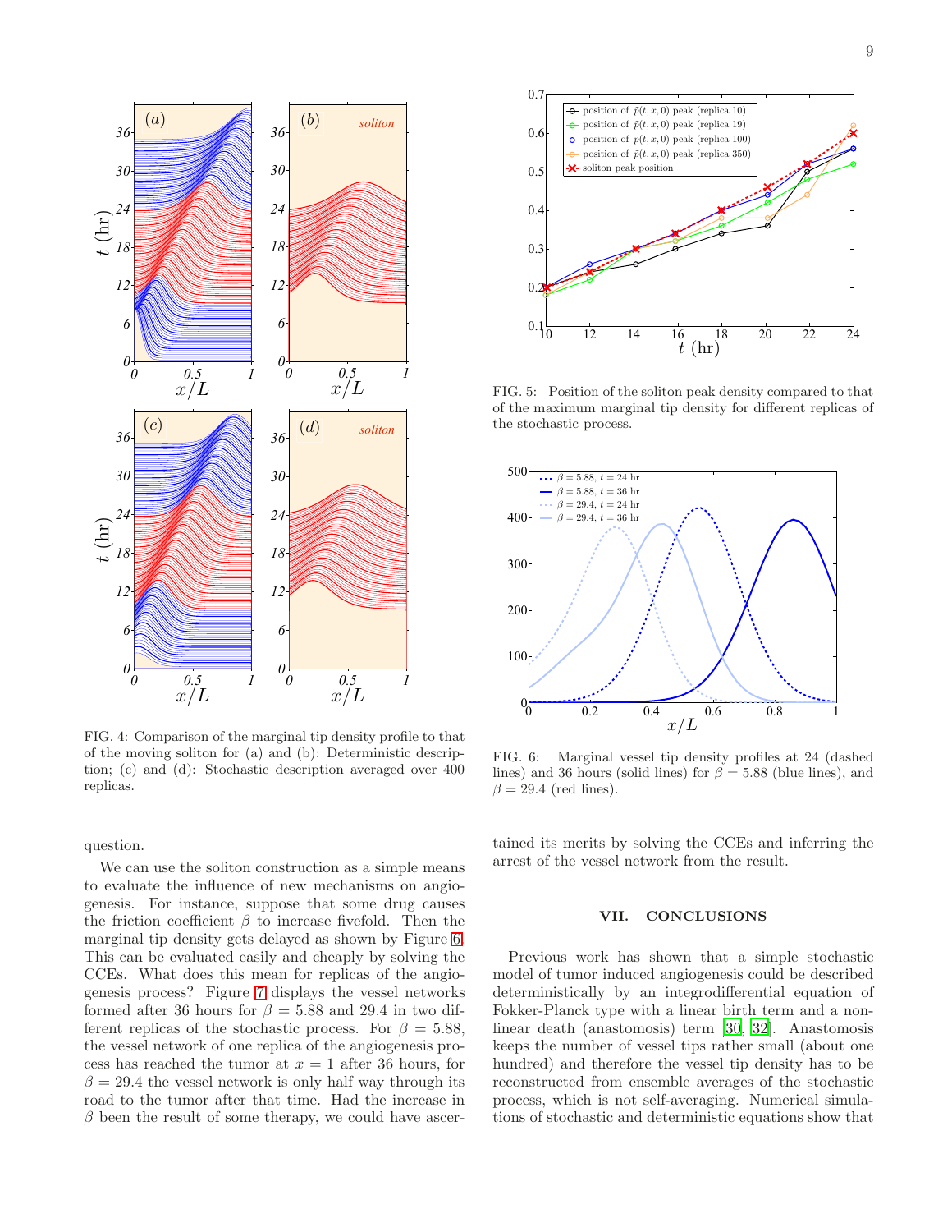FIG. 4: Comparison of the marginal tip density profile to that of the moving soliton for (a) and (b): Deterministic description; (c) and (d): Stochastic description averaged over 400 replicas.

FIG. 5: Position of the soliton peak density compared to that of the maximum marginal tip density for different replicas of the stochastic process.

FIG. 6: Marginal vessel tip density profiles at 24 (dashed lines) and 36 hours (solid lines) for $\beta = 5.88$ (blue lines), and $\beta = 29.4$ (red lines).

question.

We can use the soliton construction as a simple means to evaluate the influence of new mechanisms on angiogenesis. For instance, suppose that some drug causes the friction coefficient $\beta$ to increase fivefold. Then the marginal tip density gets delayed as shown by Figure 6. This can be evaluated easily and cheaply by solving the CCEs. What does this mean for replicas of the angiogenesis process? Figure 7 displays the vessel networks formed after 36 hours for $\beta = 5.88$ and 29.4 in two different replicas of the stochastic process. For $\beta = 5.88$, the vessel network of one replica of the angiogenesis process has reached the tumor at $x = 1$ after 36 hours, for $\beta = 29.4$ the vessel network is only half way through its road to the tumor after that time. Had the increase in $\beta$ been the result of some therapy, we could have ascertained its merits by solving the CCEs and inferring the arrest of the vessel network from the result.

## VII. CONCLUSIONS

Previous work has shown that a simple stochastic model of tumor induced angiogenesis could be described deterministically by an integrodifferential equation of Fokker-Planck type with a linear birth term and a nonlinear death (anastomosis) term [30, 32]. Anastomosis keeps the number of vessel tips rather small (about one hundred) and therefore the vessel tip density has to be reconstructed from ensemble averages of the stochastic process, which is not self-averaging. Numerical simulations of stochastic and deterministic equations show that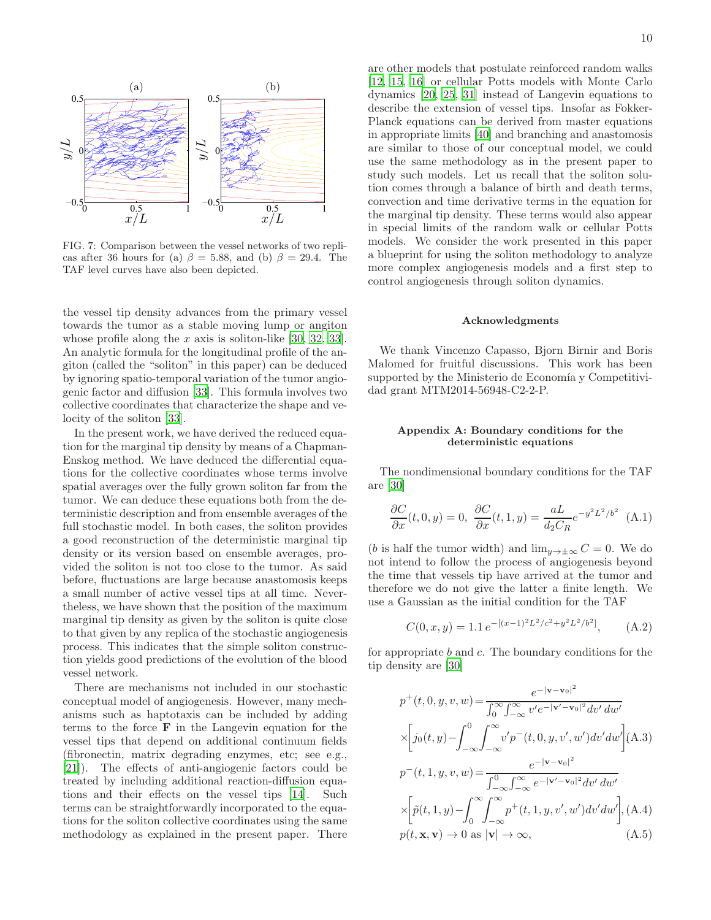FIG. 7: Comparison between the vessel networks of two replicas after 36 hours for (a) $\beta = 5.88$, and (b) $\beta = 29.4$. The TAF level curves have also been depicted.

the vessel tip density advances from the primary vessel towards the tumor as a stable moving lump or angiton whose profile along the $x$ axis is soliton-like [30, 32, 33]. An analytic formula for the longitudinal profile of the angiton (called the "soliton" in this paper) can be deduced by ignoring spatio-temporal variation of the tumor angiogenic factor and diffusion [33]. This formula involves two collective coordinates that characterize the shape and velocity of the soliton [33].

In the present work, we have derived the reduced equation for the marginal tip density by means of a Chapman-Enskog method. We have deduced the differential equations for the collective coordinates whose terms involve spatial averages over the fully grown soliton far from the tumor. We can deduce these equations both from the deterministic description and from ensemble averages of the full stochastic model. In both cases, the soliton provides a good reconstruction of the deterministic marginal tip density or its version based on ensemble averages, provided the soliton is not too close to the tumor. As said before, fluctuations are large because anastomosis keeps a small number of active vessel tips at all time. Nevertheless, we have shown that the position of the maximum marginal tip density as given by the soliton is quite close to that given by any replica of the stochastic angiogenesis process. This indicates that the simple soliton construction yields good predictions of the evolution of the blood vessel network.

There are mechanisms not included in our stochastic conceptual model of angiogenesis. However, many mechanisms such as haptotaxis can be included by adding terms to the force $\mathbf{F}$ in the Langevin equation for the vessel tips that depend on additional continuum fields (fibronectin, matrix degrading enzymes, etc; see e.g., [21]). The effects of anti-angiogenic factors could be treated by including additional reaction-diffusion equations and their effects on the vessel tips [14]. Such terms can be straightforwardly incorporated to the equations for the soliton collective coordinates using the same methodology as explained in the present paper. There are other models that postulate reinforced random walks [12, 15, 16] or cellular Potts models with Monte Carlo dynamics [20, 25, 31] instead of Langevin equations to describe the extension of vessel tips. Insofar as Fokker-Planck equations can be derived from master equations in appropriate limits [40] and branching and anastomosis are similar to those of our conceptual model, we could use the same methodology as in the present paper to study such models. Let us recall that the soliton solution comes through a balance of birth and death terms, convection and time derivative terms in the equation for the marginal tip density. These terms would also appear in special limits of the random walk or cellular Potts models. We consider the work presented in this paper a blueprint for using the soliton methodology to analyze more complex angiogenesis models and a first step to control angiogenesis through soliton dynamics.

## Acknowledgments

We thank Vincenzo Capasso, Bjorn Birnir and Boris Malomed for fruitful discussions. This work has been supported by the Ministerio de Economía y Competitividad grant MTM2014-56948-C2-2-P.

## Appendix A: Boundary conditions for the deterministic equations

The nondimensional boundary conditions for the TAF are [30]

$$\frac{\partial C}{\partial x}(t,0,y) = 0,\ \frac{\partial C}{\partial x}(t,1,y) = \frac{aL}{d_2 C_R} e^{-y^2L^2/b^2} \quad \text{(A.1)}$$

($b$ is half the tumor width) and $\lim_{y\to\pm\infty} C = 0$. We do not intend to follow the process of angiogenesis beyond the time that vessels tip have arrived at the tumor and therefore we do not give the latter a finite length. We use a Gaussian as the initial condition for the TAF

$$C(0,x,y) = 1.1\, e^{-[(x-1)^2L^2/c^2 + y^2L^2/b^2]}, \qquad \text{(A.2)}$$

for appropriate $b$ and $c$. The boundary conditions for the tip density are [30]

$$\begin{aligned}
p^+(t,0,y,v,w) =& \frac{e^{-|\mathbf{v}-\mathbf{v}_0|^2}}{\int_0^\infty\int_{-\infty}^\infty v' e^{-|\mathbf{v}'-\mathbf{v}_0|^2} dv'\, dw'} \\
&\times\left[j_0(t,y) - \int_{-\infty}^0\int_{-\infty}^\infty v' p^-(t,0,y,v',w') dv' dw'\right] \quad \text{(A.3)}\\
p^-(t,1,y,v,w) =& \frac{e^{-|\mathbf{v}-\mathbf{v}_0|^2}}{\int_{-\infty}^0\int_{-\infty}^\infty e^{-|\mathbf{v}'-\mathbf{v}_0|^2} dv'\, dw'} \\
&\times\left[\tilde{p}(t,1,y) - \int_0^\infty\int_{-\infty}^\infty p^+(t,1,y,v',w') dv' dw'\right], \quad \text{(A.4)}\\
p(t,\mathbf{x},\mathbf{v}) \to& \, 0 \text{ as } |\mathbf{v}| \to \infty, \quad \text{(A.5)}
\end{aligned}$$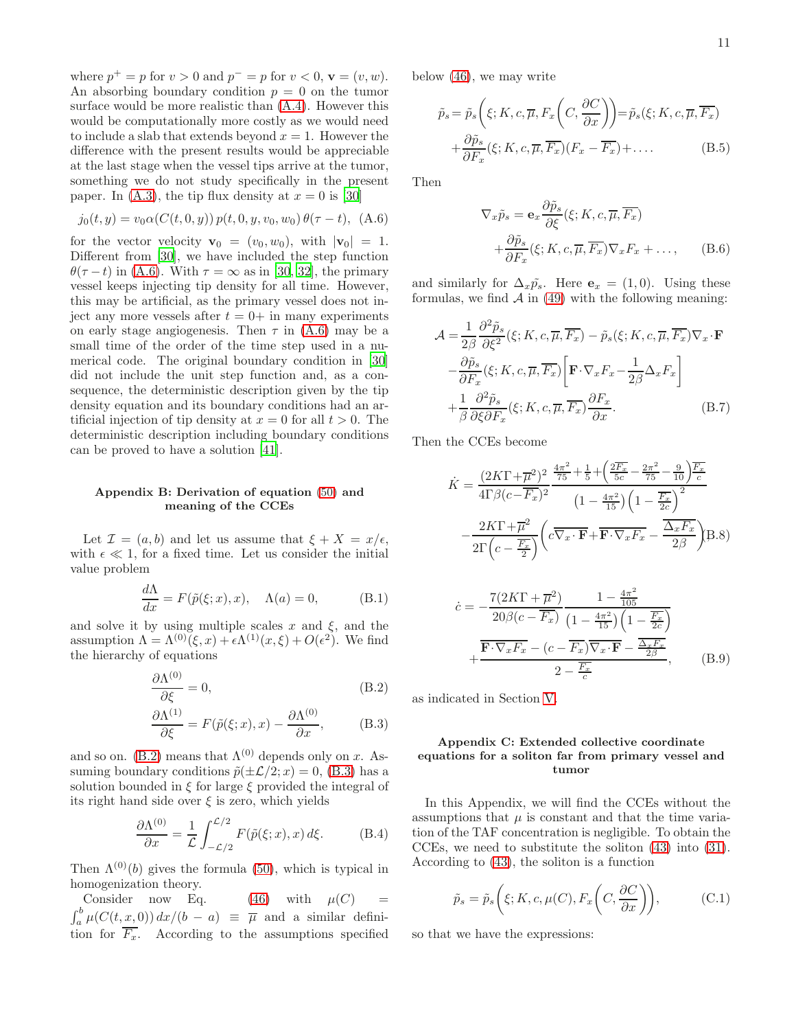where $p^+ = p$ for $v > 0$ and $p^- = p$ for $v < 0$, $\mathbf{v} = (v, w)$. An absorbing boundary condition $p = 0$ on the tumor surface would be more realistic than (A.4). However this would be computationally more costly as we would need to include a slab that extends beyond $x = 1$. However the difference with the present results would be appreciable at the last stage when the vessel tips arrive at the tumor, something we do not study specifically in the present paper. In (A.3), the tip flux density at $x = 0$ is [30]

$$j_0(t, y) = v_0 \alpha(C(t, 0, y))\, p(t, 0, y, v_0, w_0)\, \theta(\tau - t), \quad \text{(A.6)}$$

for the vector velocity $\mathbf{v}_0 = (v_0, w_0)$, with $|\mathbf{v}_0| = 1$. Different from [30], we have included the step function $\theta(\tau - t)$ in (A.6). With $\tau = \infty$ as in [30, 32], the primary vessel keeps injecting tip density for all time. However, this may be artificial, as the primary vessel does not inject any more vessels after $t = 0+$ in many experiments on early stage angiogenesis. Then $\tau$ in (A.6) may be a small time of the order of the time step used in a numerical code. The original boundary condition in [30] did not include the unit step function and, as a consequence, the deterministic description given by the tip density equation and its boundary conditions had an artificial injection of tip density at $x = 0$ for all $t > 0$. The deterministic description including boundary conditions can be proved to have a solution [41].

### Appendix B: Derivation of equation (50) and meaning of the CCEs

Let $\mathcal{I} = (a, b)$ and let us assume that $\xi + X = x/\epsilon$, with $\epsilon \ll 1$, for a fixed time. Let us consider the initial value problem

$$\frac{d\Lambda}{dx} = F(\tilde{p}(\xi; x), x), \quad \Lambda(a) = 0, \quad \text{(B.1)}$$

and solve it by using multiple scales $x$ and $\xi$, and the assumption $\Lambda = \Lambda^{(0)}(\xi, x) + \epsilon\Lambda^{(1)}(x, \xi) + O(\epsilon^2)$. We find the hierarchy of equations

$$\frac{\partial \Lambda^{(0)}}{\partial \xi} = 0, \quad \text{(B.2)}$$

$$\frac{\partial \Lambda^{(1)}}{\partial \xi} = F(\tilde{p}(\xi; x), x) - \frac{\partial \Lambda^{(0)}}{\partial x}, \quad \text{(B.3)}$$

and so on. (B.2) means that $\Lambda^{(0)}$ depends only on $x$. Assuming boundary conditions $\tilde{p}(\pm\mathcal{L}/2; x) = 0$, (B.3) has a solution bounded in $\xi$ for large $\xi$ provided the integral of its right hand side over $\xi$ is zero, which yields

$$\frac{\partial \Lambda^{(0)}}{\partial x} = \frac{1}{\mathcal{L}} \int_{-\mathcal{L}/2}^{\mathcal{L}/2} F(\tilde{p}(\xi; x), x)\, d\xi. \quad \text{(B.4)}$$

Then $\Lambda^{(0)}(b)$ gives the formula (50), which is typical in homogenization theory.

Consider now Eq. (46) with $\mu(C) = \int_a^b \mu(C(t, x, 0))\, dx/(b - a) \equiv \overline{\mu}$ and a similar definition for $\overline{F_x}$. According to the assumptions specified below (46), we may write

$$\tilde{p}_s = \tilde{p}_s\left(\xi; K, c, \overline{\mu}, F_x\left(C, \frac{\partial C}{\partial x}\right)\right) = \tilde{p}_s(\xi; K, c, \overline{\mu}, \overline{F_x}) + \frac{\partial \tilde{p}_s}{\partial F_x}(\xi; K, c, \overline{\mu}, \overline{F_x})(F_x - \overline{F_x}) + \ldots. \quad \text{(B.5)}$$

Then

$$\nabla_x \tilde{p}_s = \mathbf{e}_x \frac{\partial \tilde{p}_s}{\partial \xi}(\xi; K, c, \overline{\mu}, \overline{F_x}) + \frac{\partial \tilde{p}_s}{\partial F_x}(\xi; K, c, \overline{\mu}, \overline{F_x}) \nabla_x F_x + \ldots, \quad \text{(B.6)}$$

and similarly for $\Delta_x \tilde{p}_s$. Here $\mathbf{e}_x = (1, 0)$. Using these formulas, we find $\mathcal{A}$ in (49) with the following meaning:

$$\begin{aligned}
\mathcal{A} =& \frac{1}{2\beta} \frac{\partial^2 \tilde{p}_s}{\partial \xi^2}(\xi; K, c, \overline{\mu}, \overline{F_x}) - \tilde{p}_s(\xi; K, c, \overline{\mu}, \overline{F_x}) \nabla_x \cdot \mathbf{F} \\
&- \frac{\partial \tilde{p}_s}{\partial F_x}(\xi; K, c, \overline{\mu}, \overline{F_x}) \left[\mathbf{F} \cdot \nabla_x F_x - \frac{1}{2\beta} \Delta_x F_x\right] \\
&+ \frac{1}{\beta} \frac{\partial^2 \tilde{p}_s}{\partial \xi \partial F_x}(\xi; K, c, \overline{\mu}, \overline{F_x}) \frac{\partial F_x}{\partial x}. \quad \text{(B.7)}
\end{aligned}$$

Then the CCEs become

$$\begin{aligned}
\dot{K} =& \frac{(2K\Gamma + \overline{\mu}^2)^2}{4\Gamma\beta(c - \overline{F_x})^2} \frac{\frac{4\pi^2}{75} + \frac{1}{5} + \left(\frac{2\overline{F_x}}{5c} - \frac{2\pi^2}{75} - \frac{9}{10}\right)\frac{\overline{F_x}}{c}}{\left(1 - \frac{4\pi^2}{15}\right)\left(1 - \frac{\overline{F_x}}{2c}\right)^2} \\
&- \frac{2K\Gamma + \overline{\mu}^2}{2\Gamma\left(c - \frac{\overline{F_x}}{2}\right)} \left(c\overline{\nabla_x \cdot \mathbf{F}} + \overline{\mathbf{F} \cdot \nabla_x F_x} - \frac{\overline{\Delta_x F_x}}{2\beta}\right) \quad \text{(B.8)}
\end{aligned}$$

$$\begin{aligned}
\dot{c} =& -\frac{7(2K\Gamma + \overline{\mu}^2)}{20\beta(c - \overline{F_x})} \frac{1 - \frac{4\pi^2}{105}}{\left(1 - \frac{4\pi^2}{15}\right)\left(1 - \frac{\overline{F_x}}{2c}\right)} \\
&+ \frac{\overline{\mathbf{F} \cdot \nabla_x F_x} - (c - \overline{F_x})\overline{\nabla_x \cdot \mathbf{F}} - \frac{\overline{\Delta_x F_x}}{2\beta}}{2 - \frac{\overline{F_x}}{c}}, \quad \text{(B.9)}
\end{aligned}$$

as indicated in Section V.

### Appendix C: Extended collective coordinate equations for a soliton far from primary vessel and tumor

In this Appendix, we will find the CCEs without the assumptions that $\mu$ is constant and that the time variation of the TAF concentration is negligible. To obtain the CCEs, we need to substitute the soliton (43) into (31). According to (43), the soliton is a function

$$\tilde{p}_s = \tilde{p}_s\left(\xi; K, c, \mu(C), F_x\left(C, \frac{\partial C}{\partial x}\right)\right), \quad \text{(C.1)}$$

so that we have the expressions: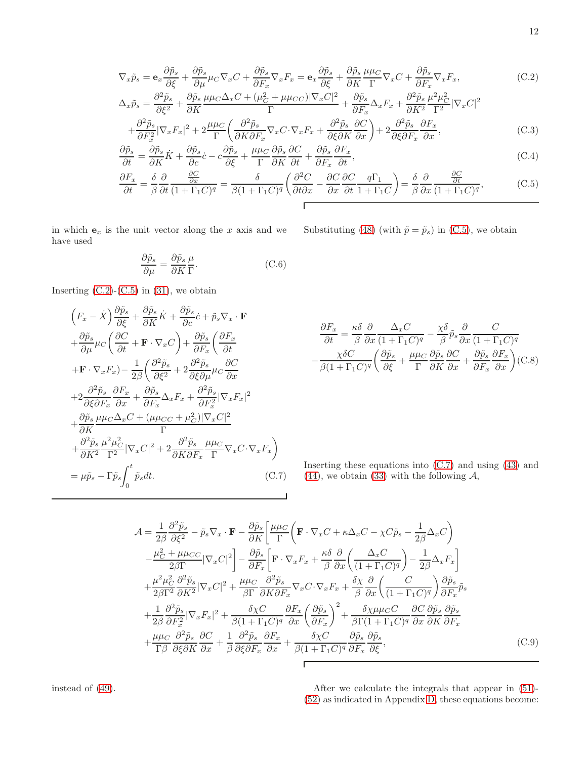$$\nabla_x \tilde{p}_s = \mathbf{e}_x \frac{\partial \tilde{p}_s}{\partial \xi} + \frac{\partial \tilde{p}_s}{\partial \mu} \mu_C \nabla_x C + \frac{\partial \tilde{p}_s}{\partial F_x} \nabla_x F_x = \mathbf{e}_x \frac{\partial \tilde{p}_s}{\partial \xi} + \frac{\partial \tilde{p}_s}{\partial K} \frac{\mu \mu_C}{\Gamma} \nabla_x C + \frac{\partial \tilde{p}_s}{\partial F_x} \nabla_x F_x, \tag{C.2}$$

$$\Delta_x \tilde{p}_s = \frac{\partial^2 \tilde{p}_s}{\partial \xi^2} + \frac{\partial \tilde{p}_s}{\partial K} \frac{\mu \mu_C \Delta_x C + (\mu_C^2 + \mu \mu_{CC}) |\nabla_x C|^2}{\Gamma} + \frac{\partial \tilde{p}_s}{\partial F_x} \Delta_x F_x + \frac{\partial^2 \tilde{p}_s}{\partial K^2} \frac{\mu^2 \mu_C^2}{\Gamma^2} |\nabla_x C|^2$$
$$+ \frac{\partial^2 \tilde{p}_s}{\partial F_x^2} |\nabla_x F_x|^2 + 2 \frac{\mu \mu_C}{\Gamma} \left( \frac{\partial^2 \tilde{p}_s}{\partial K \partial F_x} \nabla_x C \cdot \nabla_x F_x + \frac{\partial^2 \tilde{p}_s}{\partial \xi \partial K} \frac{\partial C}{\partial x} \right) + 2 \frac{\partial^2 \tilde{p}_s}{\partial \xi \partial F_x} \frac{\partial F_x}{\partial x}, \tag{C.3}$$

$$\frac{\partial \tilde{p}_s}{\partial t} = \frac{\partial \tilde{p}_s}{\partial K} \dot{K} + \frac{\partial \tilde{p}_s}{\partial c} \dot{c} - c \frac{\partial \tilde{p}_s}{\partial \xi} + \frac{\mu \mu_C}{\Gamma} \frac{\partial \tilde{p}_s}{\partial K} \frac{\partial C}{\partial t} + \frac{\partial \tilde{p}_s}{\partial F_x} \frac{\partial F_x}{\partial t}, \tag{C.4}$$

$$\frac{\partial F_x}{\partial t} = \frac{\delta}{\beta} \frac{\partial}{\partial t} \frac{\frac{\partial C}{\partial x}}{(1+\Gamma_1 C)^q} = \frac{\delta}{\beta (1+\Gamma_1 C)^q} \left( \frac{\partial^2 C}{\partial t \partial x} - \frac{\partial C}{\partial x} \frac{\partial C}{\partial t} \frac{q \Gamma_1}{1+\Gamma_1 C} \right) = \frac{\delta}{\beta} \frac{\partial}{\partial x} \frac{\frac{\partial C}{\partial t}}{(1+\Gamma_1 C)^q}, \tag{C.5}$$

in which $\mathbf{e}_x$ is the unit vector along the $x$ axis and we have used

$$\frac{\partial \tilde{p}_s}{\partial \mu} = \frac{\partial \tilde{p}_s}{\partial K} \frac{\mu}{\Gamma}. \tag{C.6}$$

Inserting (C.2)-(C.5) in (31), we obtain

$$\Big( F_x - \dot{X} \Big) \frac{\partial \tilde{p}_s}{\partial \xi} + \frac{\partial \tilde{p}_s}{\partial K} \dot{K} + \frac{\partial \tilde{p}_s}{\partial c} \dot{c} + \tilde{p}_s \nabla_x \cdot \mathbf{F}$$
$$+ \frac{\partial \tilde{p}_s}{\partial \mu} \mu_C \left( \frac{\partial C}{\partial t} + \mathbf{F} \cdot \nabla_x C \right) + \frac{\partial \tilde{p}_s}{\partial F_x} \bigg( \frac{\partial F_x}{\partial t}$$
$$+ \mathbf{F} \cdot \nabla_x F_x \bigg) - \frac{1}{2\beta} \bigg( \frac{\partial^2 \tilde{p}_s}{\partial \xi^2} + 2 \frac{\partial^2 \tilde{p}_s}{\partial \xi \partial \mu} \mu_C \frac{\partial C}{\partial x}$$
$$+ 2 \frac{\partial^2 \tilde{p}_s}{\partial \xi \partial F_x} \frac{\partial F_x}{\partial x} + \frac{\partial \tilde{p}_s}{\partial F_x} \Delta_x F_x + \frac{\partial^2 \tilde{p}_s}{\partial F_x^2} |\nabla_x F_x|^2$$
$$+ \frac{\partial \tilde{p}_s}{\partial K} \frac{\mu \mu_C \Delta_x C + (\mu \mu_{CC} + \mu_C^2) |\nabla_x C|^2}{\Gamma}$$
$$+ \frac{\partial^2 \tilde{p}_s}{\partial K^2} \frac{\mu^2 \mu_C^2}{\Gamma^2} |\nabla_x C|^2 + 2 \frac{\partial^2 \tilde{p}_s}{\partial K \partial F_x} \frac{\mu \mu_C}{\Gamma} \nabla_x C \cdot \nabla_x F_x \bigg)$$
$$= \mu \tilde{p}_s - \Gamma \tilde{p}_s \int_0^t \tilde{p}_s dt. \tag{C.7}$$

Substituting (48) (with $\tilde{p} = \tilde{p}_s$) in (C.5), we obtain

$$\frac{\partial F_x}{\partial t} = \frac{\kappa \delta}{\beta} \frac{\partial}{\partial x} \frac{\Delta_x C}{(1+\Gamma_1 C)^q} - \frac{\chi \delta}{\beta} \tilde{p}_s \frac{\partial}{\partial x} \frac{C}{(1+\Gamma_1 C)^q}$$
$$- \frac{\chi \delta C}{\beta (1+\Gamma_1 C)^q} \left( \frac{\partial \tilde{p}_s}{\partial \xi} + \frac{\mu \mu_C}{\Gamma} \frac{\partial \tilde{p}_s}{\partial K} \frac{\partial C}{\partial x} + \frac{\partial \tilde{p}_s}{\partial F_x} \frac{\partial F_x}{\partial x} \right) \tag{C.8}$$

Inserting these equations into (C.7) and using (43) and (44), we obtain (33) with the following $\mathcal{A}$,

$$\mathcal{A} = \frac{1}{2\beta} \frac{\partial^2 \tilde{p}_s}{\partial \xi^2} - \tilde{p}_s \nabla_x \cdot \mathbf{F} - \frac{\partial \tilde{p}_s}{\partial K} \bigg[ \frac{\mu \mu_C}{\Gamma} \left( \mathbf{F} \cdot \nabla_x C + \kappa \Delta_x C - \chi C \tilde{p}_s - \frac{1}{2\beta} \Delta_x C \right)$$
$$- \frac{\mu_C^2 + \mu \mu_{CC}}{2\beta \Gamma} |\nabla_x C|^2 \bigg] - \frac{\partial \tilde{p}_s}{\partial F_x} \bigg[ \mathbf{F} \cdot \nabla_x F_x + \frac{\kappa \delta}{\beta} \frac{\partial}{\partial x} \left( \frac{\Delta_x C}{(1+\Gamma_1 C)^q} \right) - \frac{1}{2\beta} \Delta_x F_x \bigg]$$
$$+ \frac{\mu^2 \mu_C^2}{2\beta \Gamma^2} \frac{\partial^2 \tilde{p}_s}{\partial K^2} |\nabla_x C|^2 + \frac{\mu \mu_C}{\beta \Gamma} \frac{\partial^2 \tilde{p}_s}{\partial K \partial F_x} \nabla_x C \cdot \nabla_x F_x + \frac{\delta \chi}{\beta} \frac{\partial}{\partial x} \left( \frac{C}{(1+\Gamma_1 C)^q} \right) \frac{\partial \tilde{p}_s}{\partial F_x} \tilde{p}_s$$
$$+ \frac{1}{2\beta} \frac{\partial^2 \tilde{p}_s}{\partial F_x^2} |\nabla_x F_x|^2 + \frac{\delta \chi C}{\beta (1+\Gamma_1 C)^q} \frac{\partial F_x}{\partial x} \left( \frac{\partial \tilde{p}_s}{\partial F_x} \right)^2 + \frac{\delta \chi \mu \mu_C C}{\beta \Gamma (1+\Gamma_1 C)^q} \frac{\partial C}{\partial x} \frac{\partial \tilde{p}_s}{\partial K} \frac{\partial \tilde{p}_s}{\partial F_x}$$
$$+ \frac{\mu \mu_C}{\Gamma \beta} \frac{\partial^2 \tilde{p}_s}{\partial \xi \partial K} \frac{\partial C}{\partial x} + \frac{1}{\beta} \frac{\partial^2 \tilde{p}_s}{\partial \xi \partial F_x} \frac{\partial F_x}{\partial x} + \frac{\delta \chi C}{\beta (1+\Gamma_1 C)^q} \frac{\partial \tilde{p}_s}{\partial F_x} \frac{\partial \tilde{p}_s}{\partial \xi}, \tag{C.9}$$

instead of (49).

After we calculate the integrals that appear in (51)-(52) as indicated in Appendix D, these equations become: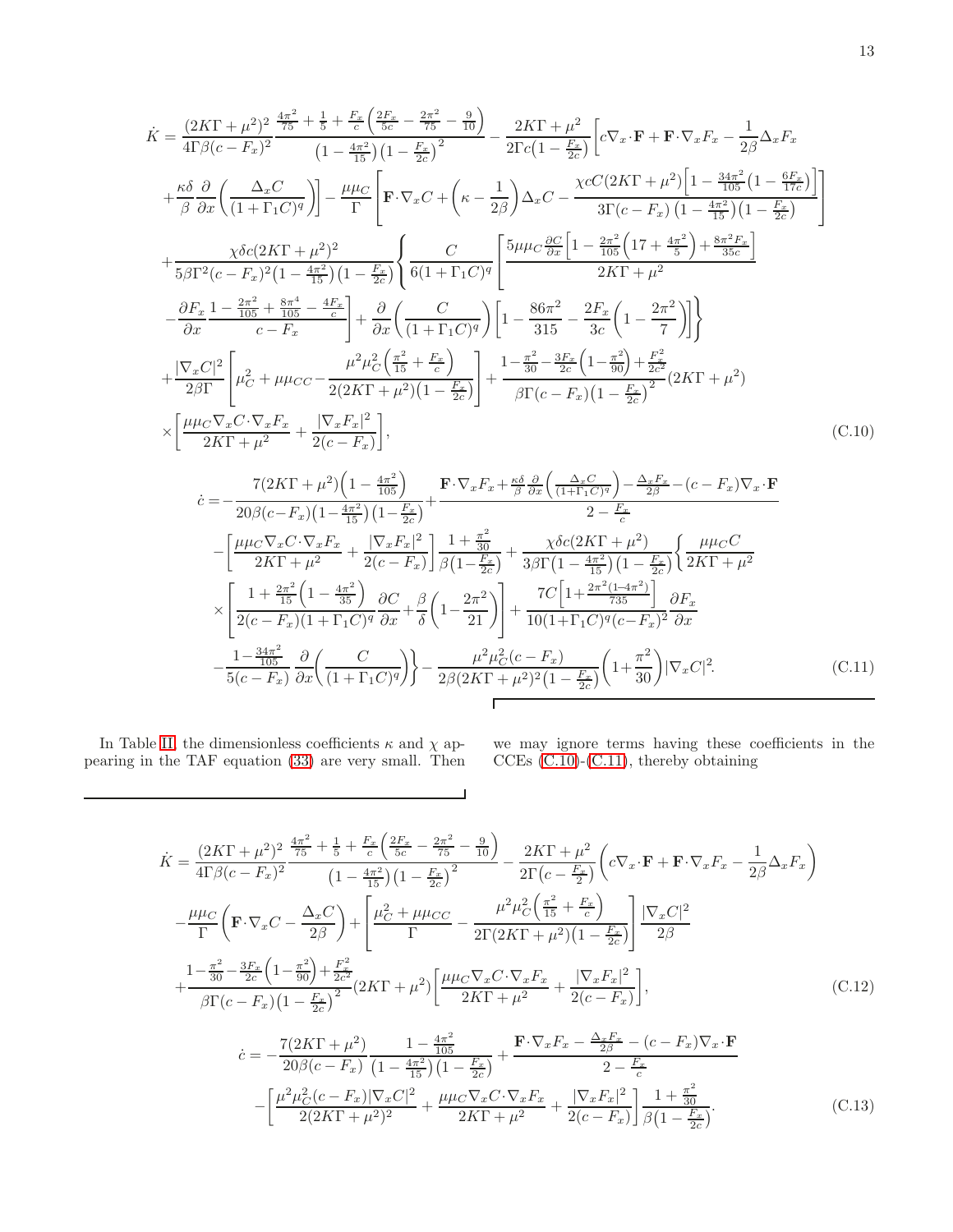$$
\begin{aligned}
\dot K =& \frac{(2K\Gamma+\mu^2)^2}{4\Gamma\beta(c-F_x)^2}\frac{\frac{4\pi^2}{75}+\frac{1}{5}+\frac{F_x}{c}\left(\frac{2F_x}{5c}-\frac{2\pi^2}{75}-\frac{9}{10}\right)}{\left(1-\frac{4\pi^2}{15}\right)\left(1-\frac{F_x}{2c}\right)^2} - \frac{2K\Gamma+\mu^2}{2\Gamma c\left(1-\frac{F_x}{2c}\right)}\Bigg[c\nabla_x\!\cdot\mathbf{F}+\mathbf{F}\!\cdot\nabla_x F_x-\frac{1}{2\beta}\Delta_x F_x \\
&+\frac{\kappa\delta}{\beta}\frac{\partial}{\partial x}\left(\frac{\Delta_x C}{(1+\Gamma_1 C)^q}\right)\Bigg] - \frac{\mu\mu_C}{\Gamma}\left[\mathbf{F}\!\cdot\nabla_x C+\left(\kappa-\frac{1}{2\beta}\right)\Delta_x C-\frac{\chi c C(2K\Gamma+\mu^2)\left[1-\frac{34\pi^2}{105}\left(1-\frac{6F_x}{17c}\right)\right]}{3\Gamma(c-F_x)\left(1-\frac{4\pi^2}{15}\right)\left(1-\frac{F_x}{2c}\right)}\right] \\
&+\frac{\chi\delta c(2K\Gamma+\mu^2)^2}{5\beta\Gamma^2(c-F_x)^2\left(1-\frac{4\pi^2}{15}\right)\left(1-\frac{F_x}{2c}\right)}\Bigg\{\frac{C}{6(1+\Gamma_1 C)^q}\left[\frac{5\mu\mu_C\frac{\partial C}{\partial x}\left[1-\frac{2\pi^2}{105}\left(17+\frac{4\pi^2}{5}\right)+\frac{8\pi^2 F_x}{35c}\right]}{2K\Gamma+\mu^2}\right. \\
&\left.-\frac{\partial F_x}{\partial x}\frac{1-\frac{2\pi^2}{105}+\frac{8\pi^4}{105}-\frac{4F_x}{c}}{c-F_x}\right]+\frac{\partial}{\partial x}\left(\frac{C}{(1+\Gamma_1 C)^q}\right)\left[1-\frac{86\pi^2}{315}-\frac{2F_x}{3c}\left(1-\frac{2\pi^2}{7}\right)\right]\Bigg\} \\
&+\frac{|\nabla_x C|^2}{2\beta\Gamma}\left[\mu_C^2+\mu\mu_{CC}-\frac{\mu^2\mu_C^2\left(\frac{\pi^2}{15}+\frac{F_x}{c}\right)}{2(2K\Gamma+\mu^2)\left(1-\frac{F_x}{2c}\right)}\right]+\frac{1-\frac{\pi^2}{30}-\frac{3F_x}{2c}\left(1-\frac{\pi^2}{90}\right)+\frac{F_x^2}{2c^2}}{\beta\Gamma(c-F_x)\left(1-\frac{F_x}{2c}\right)^2}(2K\Gamma+\mu^2) \\
&\times\left[\frac{\mu\mu_C\nabla_x C\cdot\nabla_x F_x}{2K\Gamma+\mu^2}+\frac{|\nabla_x F_x|^2}{2(c-F_x)}\right],
\end{aligned}
\tag{C.10}
$$

$$
\begin{aligned}
\dot c =& -\frac{7(2K\Gamma+\mu^2)\left(1-\frac{4\pi^2}{105}\right)}{20\beta(c-F_x)\left(1-\frac{4\pi^2}{15}\right)\left(1-\frac{F_x}{2c}\right)}+\frac{\mathbf{F}\!\cdot\nabla_x F_x+\frac{\kappa\delta}{\beta}\frac{\partial}{\partial x}\left(\frac{\Delta_x C}{(1+\Gamma_1 C)^q}\right)-\frac{\Delta_x F_x}{2\beta}-(c-F_x)\nabla_x\!\cdot\mathbf{F}}{2-\frac{F_x}{c}} \\
&-\left[\frac{\mu\mu_C\nabla_x C\cdot\nabla_x F_x}{2K\Gamma+\mu^2}+\frac{|\nabla_x F_x|^2}{2(c-F_x)}\right]\frac{1+\frac{\pi^2}{30}}{\beta\left(1-\frac{F_x}{2c}\right)}+\frac{\chi\delta c(2K\Gamma+\mu^2)}{3\beta\Gamma\left(1-\frac{4\pi^2}{15}\right)\left(1-\frac{F_x}{2c}\right)}\Bigg\{\frac{\mu\mu_C C}{2K\Gamma+\mu^2} \\
&\times\left[\frac{1+\frac{2\pi^2}{15}\left(1-\frac{4\pi^2}{35}\right)}{2(c-F_x)(1+\Gamma_1 C)^q}\frac{\partial C}{\partial x}+\frac{\beta}{\delta}\left(1-\frac{2\pi^2}{21}\right)\right]+\frac{7C\left[1+\frac{2\pi^2(1-4\pi^2)}{735}\right]}{10(1+\Gamma_1 C)^q(c-F_x)^2}\frac{\partial F_x}{\partial x} \\
&-\frac{1-\frac{34\pi^2}{105}}{5(c-F_x)}\frac{\partial}{\partial x}\left(\frac{C}{(1+\Gamma_1 C)^q}\right)\Bigg\}-\frac{\mu^2\mu_C^2(c-F_x)}{2\beta(2K\Gamma+\mu^2)^2\left(1-\frac{F_x}{2c}\right)}\left(1+\frac{\pi^2}{30}\right)|\nabla_x C|^2.
\end{aligned}
\tag{C.11}
$$

In Table II, the dimensionless coefficients $\kappa$ and $\chi$ appearing in the TAF equation (33) are very small. Then we may ignore terms having these coefficients in the CCEs (C.10)-(C.11), thereby obtaining

$$
\begin{aligned}
\dot K =& \frac{(2K\Gamma+\mu^2)^2}{4\Gamma\beta(c-F_x)^2}\frac{\frac{4\pi^2}{75}+\frac{1}{5}+\frac{F_x}{c}\left(\frac{2F_x}{5c}-\frac{2\pi^2}{75}-\frac{9}{10}\right)}{\left(1-\frac{4\pi^2}{15}\right)\left(1-\frac{F_x}{2c}\right)^2}-\frac{2K\Gamma+\mu^2}{2\Gamma\left(c-\frac{F_x}{2}\right)}\left(c\nabla_x\!\cdot\mathbf{F}+\mathbf{F}\!\cdot\nabla_x F_x-\frac{1}{2\beta}\Delta_x F_x\right) \\
&-\frac{\mu\mu_C}{\Gamma}\left(\mathbf{F}\!\cdot\nabla_x C-\frac{\Delta_x C}{2\beta}\right)+\left[\frac{\mu_C^2+\mu\mu_{CC}}{\Gamma}-\frac{\mu^2\mu_C^2\left(\frac{\pi^2}{15}+\frac{F_x}{c}\right)}{2\Gamma(2K\Gamma+\mu^2)\left(1-\frac{F_x}{2c}\right)}\right]\frac{|\nabla_x C|^2}{2\beta} \\
&+\frac{1-\frac{\pi^2}{30}-\frac{3F_x}{2c}\left(1-\frac{\pi^2}{90}\right)+\frac{F_x^2}{2c^2}}{\beta\Gamma(c-F_x)\left(1-\frac{F_x}{2c}\right)^2}(2K\Gamma+\mu^2)\left[\frac{\mu\mu_C\nabla_x C\cdot\nabla_x F_x}{2K\Gamma+\mu^2}+\frac{|\nabla_x F_x|^2}{2(c-F_x)}\right],
\end{aligned}
\tag{C.12}
$$

$$
\begin{aligned}
\dot c =& -\frac{7(2K\Gamma+\mu^2)}{20\beta(c-F_x)}\frac{1-\frac{4\pi^2}{105}}{\left(1-\frac{4\pi^2}{15}\right)\left(1-\frac{F_x}{2c}\right)}+\frac{\mathbf{F}\!\cdot\nabla_x F_x-\frac{\Delta_x F_x}{2\beta}-(c-F_x)\nabla_x\!\cdot\mathbf{F}}{2-\frac{F_x}{c}} \\
&-\left[\frac{\mu^2\mu_C^2(c-F_x)|\nabla_x C|^2}{2(2K\Gamma+\mu^2)^2}+\frac{\mu\mu_C\nabla_x C\cdot\nabla_x F_x}{2K\Gamma+\mu^2}+\frac{|\nabla_x F_x|^2}{2(c-F_x)}\right]\frac{1+\frac{\pi^2}{30}}{\beta\left(1-\frac{F_x}{2c}\right)}.
\end{aligned}
\tag{C.13}
$$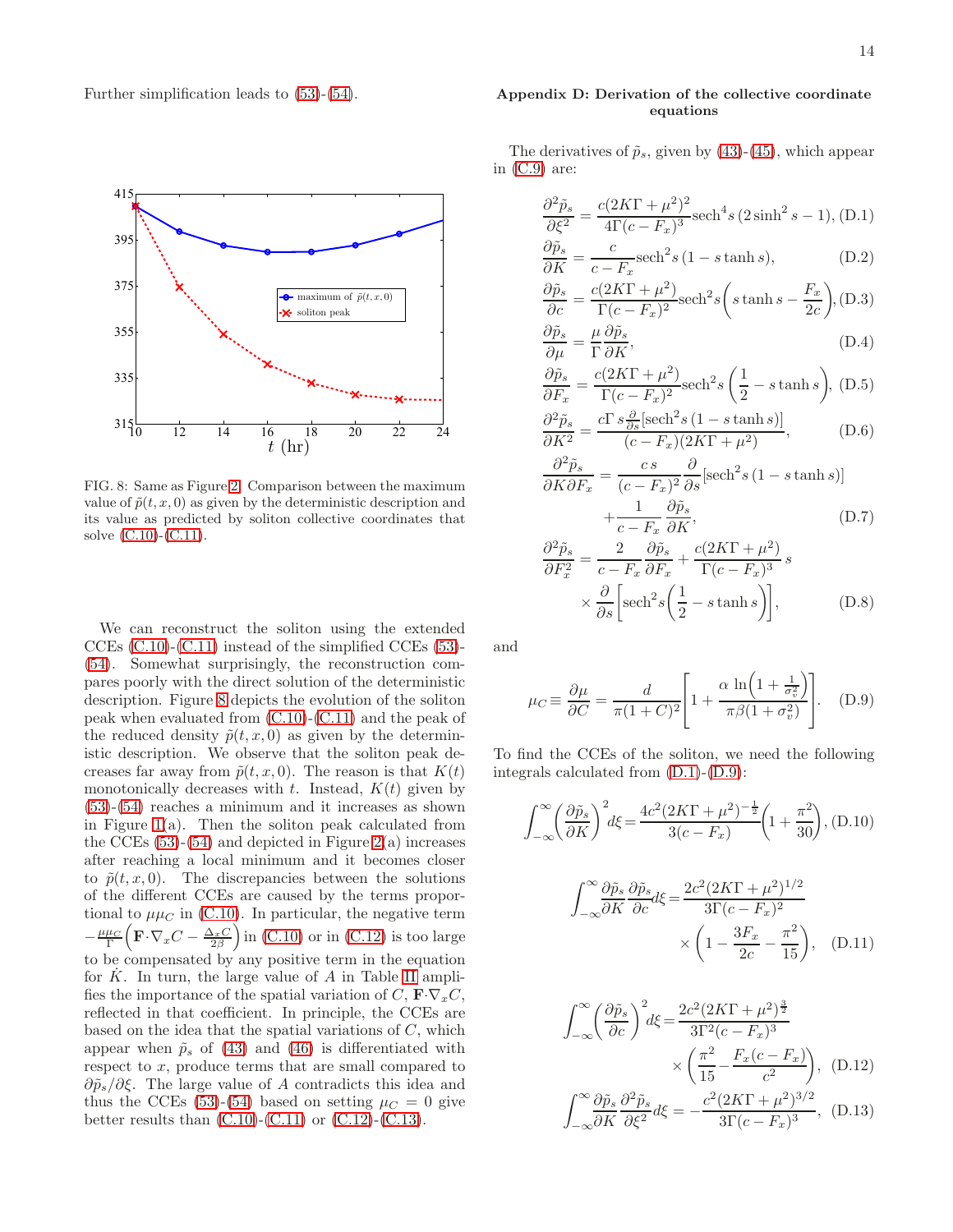Further simplification leads to (53)-(54).

FIG. 8: Same as Figure 2. Comparison between the maximum value of $\tilde{p}(t, x, 0)$ as given by the deterministic description and its value as predicted by soliton collective coordinates that solve (C.10)-(C.11).

We can reconstruct the soliton using the extended CCEs (C.10)-(C.11) instead of the simplified CCEs (53)-(54). Somewhat surprisingly, the reconstruction compares poorly with the direct solution of the deterministic description. Figure 8 depicts the evolution of the soliton peak when evaluated from (C.10)-(C.11) and the peak of the reduced density $\tilde{p}(t, x, 0)$ as given by the deterministic description. We observe that the soliton peak decreases far away from $\tilde{p}(t, x, 0)$. The reason is that $K(t)$ monotonically decreases with $t$. Instead, $K(t)$ given by (53)-(54) reaches a minimum and it increases as shown in Figure 1(a). Then the soliton peak calculated from the CCEs (53)-(54) and depicted in Figure 2(a) increases after reaching a local minimum and it becomes closer to $\tilde{p}(t, x, 0)$. The discrepancies between the solutions of the different CCEs are caused by the terms proportional to $\mu\mu_C$ in (C.10). In particular, the negative term $-\frac{\mu\mu_C}{\Gamma}\left(\mathbf{F}\cdot\nabla_x C - \frac{\Delta_x C}{2\beta}\right)$ in (C.10) or in (C.12) is too large to be compensated by any positive term in the equation for $\dot{K}$. In turn, the large value of $A$ in Table II amplifies the importance of the spatial variation of $C$, $\mathbf{F}\cdot\nabla_x C$, reflected in that coefficient. In principle, the CCEs are based on the idea that the spatial variations of $C$, which appear when $\tilde{p}_s$ of (43) and (46) is differentiated with respect to $x$, produce terms that are small compared to $\partial\tilde{p}_s/\partial\xi$. The large value of $A$ contradicts this idea and thus the CCEs (53)-(54) based on setting $\mu_C = 0$ give better results than (C.10)-(C.11) or (C.12)-(C.13).

## Appendix D: Derivation of the collective coordinate equations

The derivatives of $\tilde{p}_s$, given by (43)-(45), which appear in (C.9) are:

$$\frac{\partial^2 \tilde{p}_s}{\partial \xi^2} = \frac{c(2K\Gamma+\mu^2)^2}{4\Gamma(c-F_x)^3}\mathrm{sech}^4 s\,(2\sinh^2 s - 1), \tag{D.1}$$

$$\frac{\partial \tilde{p}_s}{\partial K} = \frac{c}{c-F_x}\mathrm{sech}^2 s\,(1 - s\tanh s), \tag{D.2}$$

$$\frac{\partial \tilde{p}_s}{\partial c} = \frac{c(2K\Gamma+\mu^2)}{\Gamma(c-F_x)^2}\mathrm{sech}^2 s\left(s\tanh s - \frac{F_x}{2c}\right), \tag{D.3}$$

$$\frac{\partial \tilde{p}_s}{\partial \mu} = \frac{\mu}{\Gamma}\frac{\partial \tilde{p}_s}{\partial K}, \tag{D.4}$$

$$\frac{\partial \tilde{p}_s}{\partial F_x} = \frac{c(2K\Gamma+\mu^2)}{\Gamma(c-F_x)^2}\mathrm{sech}^2 s\left(\frac{1}{2} - s\tanh s\right), \tag{D.5}$$

$$\frac{\partial^2 \tilde{p}_s}{\partial K^2} = \frac{c\Gamma\, s\frac{\partial}{\partial s}[\mathrm{sech}^2 s\,(1-s\tanh s)]}{(c-F_x)(2K\Gamma+\mu^2)}, \tag{D.6}$$

$$\frac{\partial^2 \tilde{p}_s}{\partial K \partial F_x} = \frac{c\, s}{(c-F_x)^2}\frac{\partial}{\partial s}[\mathrm{sech}^2 s\,(1-s\tanh s)] + \frac{1}{c-F_x}\frac{\partial \tilde{p}_s}{\partial K}, \tag{D.7}$$

$$\frac{\partial^2 \tilde{p}_s}{\partial F_x^2} = \frac{2}{c-F_x}\frac{\partial \tilde{p}_s}{\partial F_x} + \frac{c(2K\Gamma+\mu^2)}{\Gamma(c-F_x)^3}\, s \times \frac{\partial}{\partial s}\left[\mathrm{sech}^2 s\left(\frac{1}{2} - s\tanh s\right)\right], \tag{D.8}$$

and

$$\mu_C \equiv \frac{\partial \mu}{\partial C} = \frac{d}{\pi(1+C)^2}\left[1 + \frac{\alpha\,\ln\!\left(1+\frac{1}{\sigma_v^2}\right)}{\pi\beta(1+\sigma_v^2)}\right]. \tag{D.9}$$

To find the CCEs of the soliton, we need the following integrals calculated from (D.1)-(D.9):

$$\int_{-\infty}^{\infty}\left(\frac{\partial \tilde{p}_s}{\partial K}\right)^2 d\xi = \frac{4c^2(2K\Gamma+\mu^2)^{-\frac{1}{2}}}{3(c-F_x)}\left(1+\frac{\pi^2}{30}\right), \tag{D.10}$$

$$\int_{-\infty}^{\infty}\frac{\partial \tilde{p}_s}{\partial K}\frac{\partial \tilde{p}_s}{\partial c}d\xi = \frac{2c^2(2K\Gamma+\mu^2)^{1/2}}{3\Gamma(c-F_x)^2} \times\left(1 - \frac{3F_x}{2c} - \frac{\pi^2}{15}\right), \tag{D.11}$$

$$\int_{-\infty}^{\infty}\left(\frac{\partial \tilde{p}_s}{\partial c}\right)^2 d\xi = \frac{2c^2(2K\Gamma+\mu^2)^{\frac{3}{2}}}{3\Gamma^2(c-F_x)^3} \times\left(\frac{\pi^2}{15} - \frac{F_x(c-F_x)}{c^2}\right), \tag{D.12}$$

$$\int_{-\infty}^{\infty}\frac{\partial \tilde{p}_s}{\partial K}\frac{\partial^2 \tilde{p}_s}{\partial \xi^2}d\xi = -\frac{c^2(2K\Gamma+\mu^2)^{3/2}}{3\Gamma(c-F_x)^3}, \tag{D.13}$$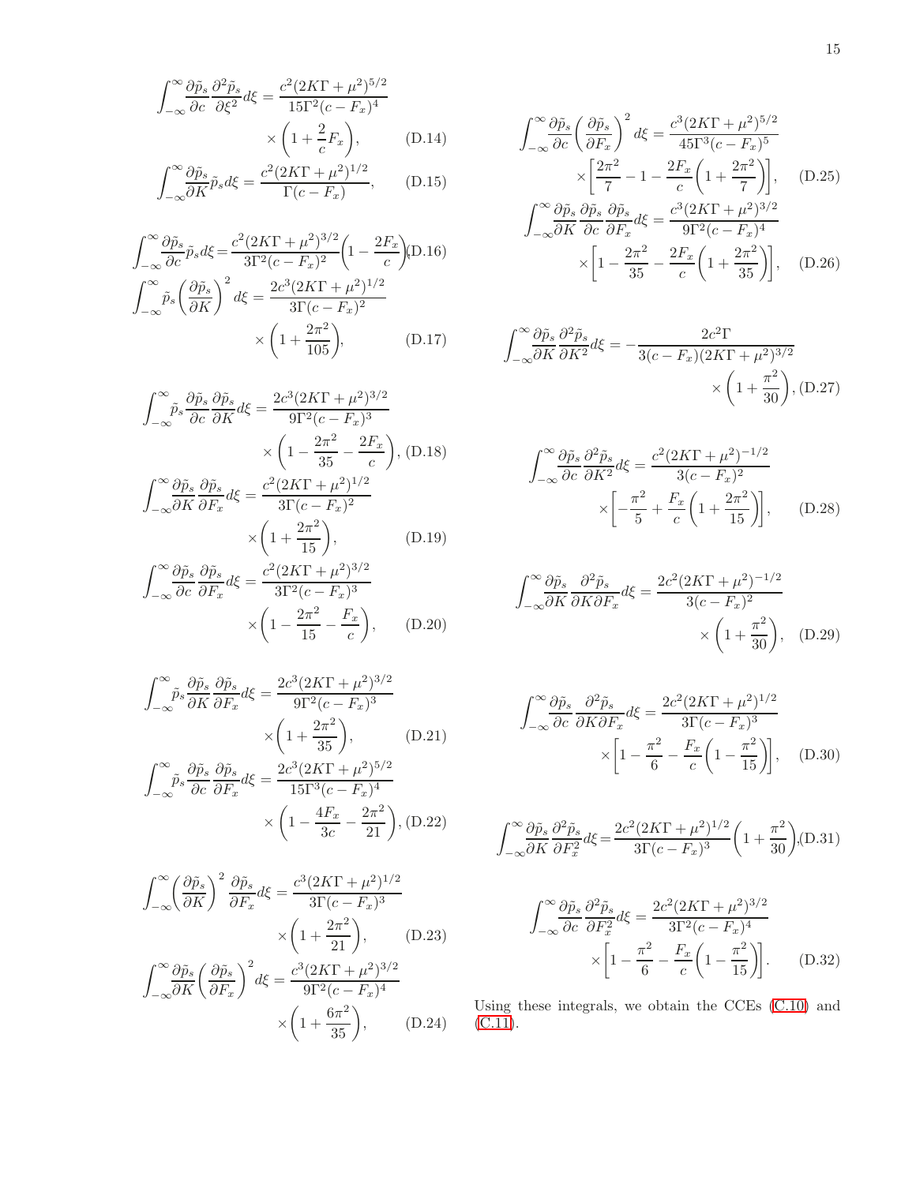$$\int_{-\infty}^{\infty}\frac{\partial\tilde{p}_s}{\partial c}\frac{\partial^2\tilde{p}_s}{\partial\xi^2}d\xi=\frac{c^2(2K\Gamma+\mu^2)^{5/2}}{15\Gamma^2(c-F_x)^4}\times\left(1+\frac{2}{c}F_x\right),\tag{D.14}$$

$$\int_{-\infty}^{\infty}\frac{\partial\tilde{p}_s}{\partial K}\tilde{p}_s d\xi=\frac{c^2(2K\Gamma+\mu^2)^{1/2}}{\Gamma(c-F_x)},\tag{D.15}$$

$$\int_{-\infty}^{\infty}\frac{\partial\tilde{p}_s}{\partial c}\tilde{p}_s d\xi=\frac{c^2(2K\Gamma+\mu^2)^{3/2}}{3\Gamma^2(c-F_x)^2}\left(1-\frac{2F_x}{c}\right),\tag{D.16}$$

$$\int_{-\infty}^{\infty}\tilde{p}_s\left(\frac{\partial\tilde{p}_s}{\partial K}\right)^2 d\xi=\frac{2c^3(2K\Gamma+\mu^2)^{1/2}}{3\Gamma(c-F_x)^2}\times\left(1+\frac{2\pi^2}{105}\right),\tag{D.17}$$

$$\int_{-\infty}^{\infty}\tilde{p}_s\frac{\partial\tilde{p}_s}{\partial c}\frac{\partial\tilde{p}_s}{\partial K}d\xi=\frac{2c^3(2K\Gamma+\mu^2)^{3/2}}{9\Gamma^2(c-F_x)^3}\times\left(1-\frac{2\pi^2}{35}-\frac{2F_x}{c}\right),\tag{D.18}$$

$$\int_{-\infty}^{\infty}\frac{\partial\tilde{p}_s}{\partial K}\frac{\partial\tilde{p}_s}{\partial F_x}d\xi=\frac{c^2(2K\Gamma+\mu^2)^{1/2}}{3\Gamma(c-F_x)^2}\times\left(1+\frac{2\pi^2}{15}\right),\tag{D.19}$$

$$\int_{-\infty}^{\infty}\frac{\partial\tilde{p}_s}{\partial c}\frac{\partial\tilde{p}_s}{\partial F_x}d\xi=\frac{c^2(2K\Gamma+\mu^2)^{3/2}}{3\Gamma^2(c-F_x)^3}\times\left(1-\frac{2\pi^2}{15}-\frac{F_x}{c}\right),\tag{D.20}$$

$$\int_{-\infty}^{\infty}\tilde{p}_s\frac{\partial\tilde{p}_s}{\partial K}\frac{\partial\tilde{p}_s}{\partial F_x}d\xi=\frac{2c^3(2K\Gamma+\mu^2)^{3/2}}{9\Gamma^2(c-F_x)^3}\times\left(1+\frac{2\pi^2}{35}\right),\tag{D.21}$$

$$\int_{-\infty}^{\infty}\tilde{p}_s\frac{\partial\tilde{p}_s}{\partial c}\frac{\partial\tilde{p}_s}{\partial F_x}d\xi=\frac{2c^3(2K\Gamma+\mu^2)^{5/2}}{15\Gamma^3(c-F_x)^4}\times\left(1-\frac{4F_x}{3c}-\frac{2\pi^2}{21}\right),\tag{D.22}$$

$$\int_{-\infty}^{\infty}\left(\frac{\partial\tilde{p}_s}{\partial K}\right)^2\frac{\partial\tilde{p}_s}{\partial F_x}d\xi=\frac{c^3(2K\Gamma+\mu^2)^{1/2}}{3\Gamma(c-F_x)^3}\times\left(1+\frac{2\pi^2}{21}\right),\tag{D.23}$$

$$\int_{-\infty}^{\infty}\frac{\partial\tilde{p}_s}{\partial K}\left(\frac{\partial\tilde{p}_s}{\partial F_x}\right)^2 d\xi=\frac{c^3(2K\Gamma+\mu^2)^{3/2}}{9\Gamma^2(c-F_x)^4}\times\left(1+\frac{6\pi^2}{35}\right),\tag{D.24}$$

$$\int_{-\infty}^{\infty}\frac{\partial\tilde{p}_s}{\partial c}\left(\frac{\partial\tilde{p}_s}{\partial F_x}\right)^2 d\xi=\frac{c^3(2K\Gamma+\mu^2)^{5/2}}{45\Gamma^3(c-F_x)^5}\times\left[\frac{2\pi^2}{7}-1-\frac{2F_x}{c}\left(1+\frac{2\pi^2}{7}\right)\right],\tag{D.25}$$

$$\int_{-\infty}^{\infty}\frac{\partial\tilde{p}_s}{\partial K}\frac{\partial\tilde{p}_s}{\partial c}\frac{\partial\tilde{p}_s}{\partial F_x}d\xi=\frac{c^3(2K\Gamma+\mu^2)^{3/2}}{9\Gamma^2(c-F_x)^4}\times\left[1-\frac{2\pi^2}{35}-\frac{2F_x}{c}\left(1+\frac{2\pi^2}{35}\right)\right],\tag{D.26}$$

$$\int_{-\infty}^{\infty}\frac{\partial\tilde{p}_s}{\partial K}\frac{\partial^2\tilde{p}_s}{\partial K^2}d\xi=-\frac{2c^2\Gamma}{3(c-F_x)(2K\Gamma+\mu^2)^{3/2}}\times\left(1+\frac{\pi^2}{30}\right),\tag{D.27}$$

$$\int_{-\infty}^{\infty}\frac{\partial\tilde{p}_s}{\partial c}\frac{\partial^2\tilde{p}_s}{\partial K^2}d\xi=\frac{c^2(2K\Gamma+\mu^2)^{-1/2}}{3(c-F_x)^2}\times\left[-\frac{\pi^2}{5}+\frac{F_x}{c}\left(1+\frac{2\pi^2}{15}\right)\right],\tag{D.28}$$

$$\int_{-\infty}^{\infty}\frac{\partial\tilde{p}_s}{\partial K}\frac{\partial^2\tilde{p}_s}{\partial K\partial F_x}d\xi=\frac{2c^2(2K\Gamma+\mu^2)^{-1/2}}{3(c-F_x)^2}\times\left(1+\frac{\pi^2}{30}\right),\tag{D.29}$$

$$\int_{-\infty}^{\infty}\frac{\partial\tilde{p}_s}{\partial c}\frac{\partial^2\tilde{p}_s}{\partial K\partial F_x}d\xi=\frac{2c^2(2K\Gamma+\mu^2)^{1/2}}{3\Gamma(c-F_x)^3}\times\left[1-\frac{\pi^2}{6}-\frac{F_x}{c}\left(1-\frac{\pi^2}{15}\right)\right],\tag{D.30}$$

$$\int_{-\infty}^{\infty}\frac{\partial\tilde{p}_s}{\partial K}\frac{\partial^2\tilde{p}_s}{\partial F_x^2}d\xi=\frac{2c^2(2K\Gamma+\mu^2)^{1/2}}{3\Gamma(c-F_x)^3}\left(1+\frac{\pi^2}{30}\right),\tag{D.31}$$

$$\int_{-\infty}^{\infty}\frac{\partial\tilde{p}_s}{\partial c}\frac{\partial^2\tilde{p}_s}{\partial F_x^2}d\xi=\frac{2c^2(2K\Gamma+\mu^2)^{3/2}}{3\Gamma^2(c-F_x)^4}\times\left[1-\frac{\pi^2}{6}-\frac{F_x}{c}\left(1-\frac{\pi^2}{15}\right)\right].\tag{D.32}$$

Using these integrals, we obtain the CCEs (C.10) and (C.11).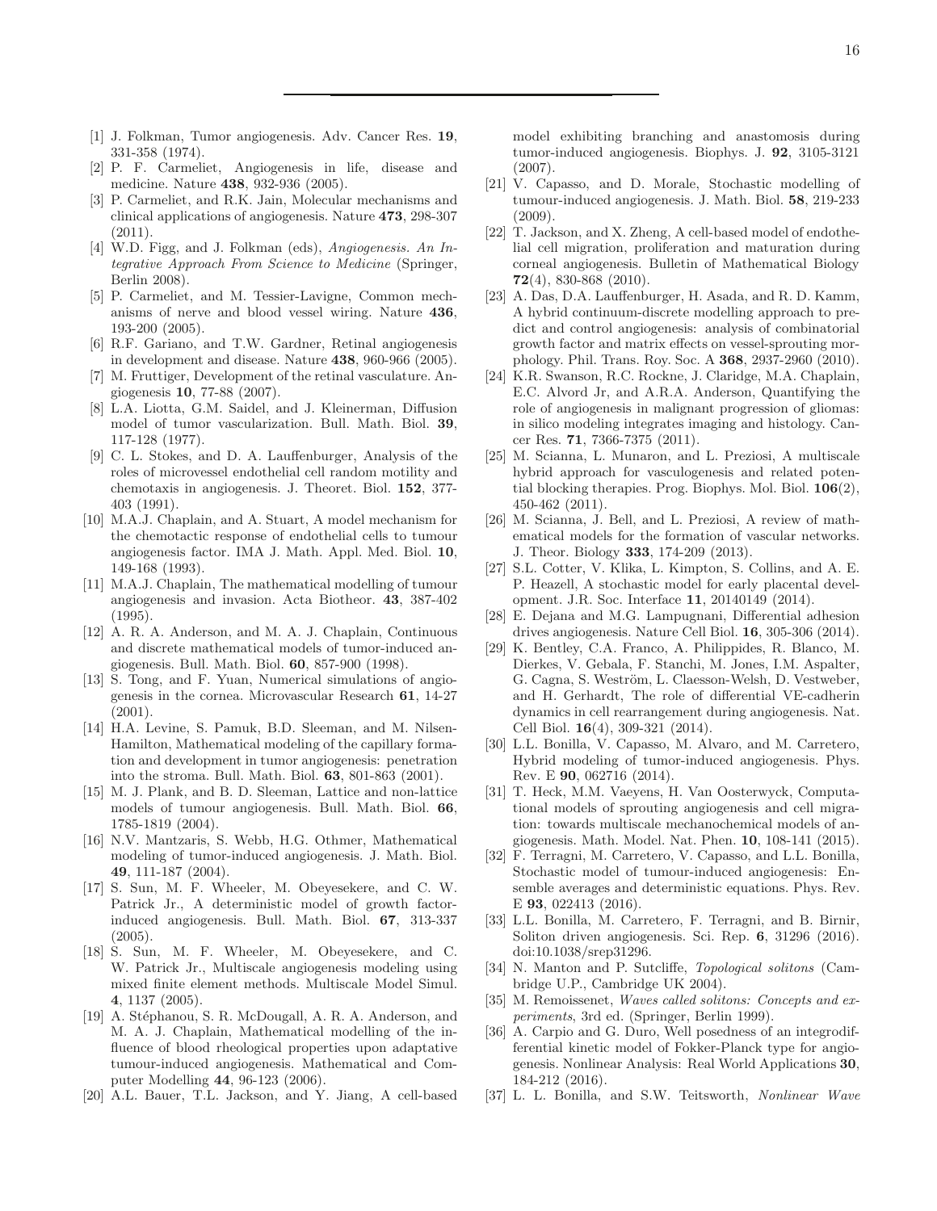---

[1] J. Folkman, Tumor angiogenesis. Adv. Cancer Res. **19**, 331-358 (1974).

[2] P. F. Carmeliet, Angiogenesis in life, disease and medicine. Nature **438**, 932-936 (2005).

[3] P. Carmeliet, and R.K. Jain, Molecular mechanisms and clinical applications of angiogenesis. Nature **473**, 298-307 (2011).

[4] W.D. Figg, and J. Folkman (eds), *Angiogenesis. An Integrative Approach From Science to Medicine* (Springer, Berlin 2008).

[5] P. Carmeliet, and M. Tessier-Lavigne, Common mechanisms of nerve and blood vessel wiring. Nature **436**, 193-200 (2005).

[6] R.F. Gariano, and T.W. Gardner, Retinal angiogenesis in development and disease. Nature **438**, 960-966 (2005).

[7] M. Fruttiger, Development of the retinal vasculature. Angiogenesis **10**, 77-88 (2007).

[8] L.A. Liotta, G.M. Saidel, and J. Kleinerman, Diffusion model of tumor vascularization. Bull. Math. Biol. **39**, 117-128 (1977).

[9] C. L. Stokes, and D. A. Lauffenburger, Analysis of the roles of microvessel endothelial cell random motility and chemotaxis in angiogenesis. J. Theoret. Biol. **152**, 377-403 (1991).

[10] M.A.J. Chaplain, and A. Stuart, A model mechanism for the chemotactic response of endothelial cells to tumour angiogenesis factor. IMA J. Math. Appl. Med. Biol. **10**, 149-168 (1993).

[11] M.A.J. Chaplain, The mathematical modelling of tumour angiogenesis and invasion. Acta Biotheor. **43**, 387-402 (1995).

[12] A. R. A. Anderson, and M. A. J. Chaplain, Continuous and discrete mathematical models of tumor-induced angiogenesis. Bull. Math. Biol. **60**, 857-900 (1998).

[13] S. Tong, and F. Yuan, Numerical simulations of angiogenesis in the cornea. Microvascular Research **61**, 14-27 (2001).

[14] H.A. Levine, S. Pamuk, B.D. Sleeman, and M. Nilsen-Hamilton, Mathematical modeling of the capillary formation and development in tumor angiogenesis: penetration into the stroma. Bull. Math. Biol. **63**, 801-863 (2001).

[15] M. J. Plank, and B. D. Sleeman, Lattice and non-lattice models of tumour angiogenesis. Bull. Math. Biol. **66**, 1785-1819 (2004).

[16] N.V. Mantzaris, S. Webb, H.G. Othmer, Mathematical modeling of tumor-induced angiogenesis. J. Math. Biol. **49**, 111-187 (2004).

[17] S. Sun, M. F. Wheeler, M. Obeyesekere, and C. W. Patrick Jr., A deterministic model of growth factor-induced angiogenesis. Bull. Math. Biol. **67**, 313-337 (2005).

[18] S. Sun, M. F. Wheeler, M. Obeyesekere, and C. W. Patrick Jr., Multiscale angiogenesis modeling using mixed finite element methods. Multiscale Model Simul. **4**, 1137 (2005).

[19] A. Stéphanou, S. R. McDougall, A. R. A. Anderson, and M. A. J. Chaplain, Mathematical modelling of the influence of blood rheological properties upon adaptative tumour-induced angiogenesis. Mathematical and Computer Modelling **44**, 96-123 (2006).

[20] A.L. Bauer, T.L. Jackson, and Y. Jiang, A cell-based model exhibiting branching and anastomosis during tumor-induced angiogenesis. Biophys. J. **92**, 3105-3121 (2007).

[21] V. Capasso, and D. Morale, Stochastic modelling of tumour-induced angiogenesis. J. Math. Biol. **58**, 219-233 (2009).

[22] T. Jackson, and X. Zheng, A cell-based model of endothelial cell migration, proliferation and maturation during corneal angiogenesis. Bulletin of Mathematical Biology **72**(4), 830-868 (2010).

[23] A. Das, D.A. Lauffenburger, H. Asada, and R. D. Kamm, A hybrid continuum-discrete modelling approach to predict and control angiogenesis: analysis of combinatorial growth factor and matrix effects on vessel-sprouting morphology. Phil. Trans. Roy. Soc. A **368**, 2937-2960 (2010).

[24] K.R. Swanson, R.C. Rockne, J. Claridge, M.A. Chaplain, E.C. Alvord Jr, and A.R.A. Anderson, Quantifying the role of angiogenesis in malignant progression of gliomas: in silico modeling integrates imaging and histology. Cancer Res. **71**, 7366-7375 (2011).

[25] M. Scianna, L. Munaron, and L. Preziosi, A multiscale hybrid approach for vasculogenesis and related potential blocking therapies. Prog. Biophys. Mol. Biol. **106**(2), 450-462 (2011).

[26] M. Scianna, J. Bell, and L. Preziosi, A review of mathematical models for the formation of vascular networks. J. Theor. Biology **333**, 174-209 (2013).

[27] S.L. Cotter, V. Klika, L. Kimpton, S. Collins, and A. E. P. Heazell, A stochastic model for early placental development. J.R. Soc. Interface **11**, 20140149 (2014).

[28] E. Dejana and M.G. Lampugnani, Differential adhesion drives angiogenesis. Nature Cell Biol. **16**, 305-306 (2014).

[29] K. Bentley, C.A. Franco, A. Philippides, R. Blanco, M. Dierkes, V. Gebala, F. Stanchi, M. Jones, I.M. Aspalter, G. Cagna, S. Weström, L. Claesson-Welsh, D. Vestweber, and H. Gerhardt, The role of differential VE-cadherin dynamics in cell rearrangement during angiogenesis. Nat. Cell Biol. **16**(4), 309-321 (2014).

[30] L.L. Bonilla, V. Capasso, M. Alvaro, and M. Carretero, Hybrid modeling of tumor-induced angiogenesis. Phys. Rev. E **90**, 062716 (2014).

[31] T. Heck, M.M. Vaeyens, H. Van Oosterwyck, Computational models of sprouting angiogenesis and cell migration: towards multiscale mechanochemical models of angiogenesis. Math. Model. Nat. Phen. **10**, 108-141 (2015).

[32] F. Terragni, M. Carretero, V. Capasso, and L.L. Bonilla, Stochastic model of tumour-induced angiogenesis: Ensemble averages and deterministic equations. Phys. Rev. E **93**, 022413 (2016).

[33] L.L. Bonilla, M. Carretero, F. Terragni, and B. Birnir, Soliton driven angiogenesis. Sci. Rep. **6**, 31296 (2016). doi:10.1038/srep31296.

[34] N. Manton and P. Sutcliffe, *Topological solitons* (Cambridge U.P., Cambridge UK 2004).

[35] M. Remoissenet, *Waves called solitons: Concepts and experiments*, 3rd ed. (Springer, Berlin 1999).

[36] A. Carpio and G. Duro, Well posedness of an integrodifferential kinetic model of Fokker-Planck type for angiogenesis. Nonlinear Analysis: Real World Applications **30**, 184-212 (2016).

[37] L. L. Bonilla, and S.W. Teitsworth, *Nonlinear Wave*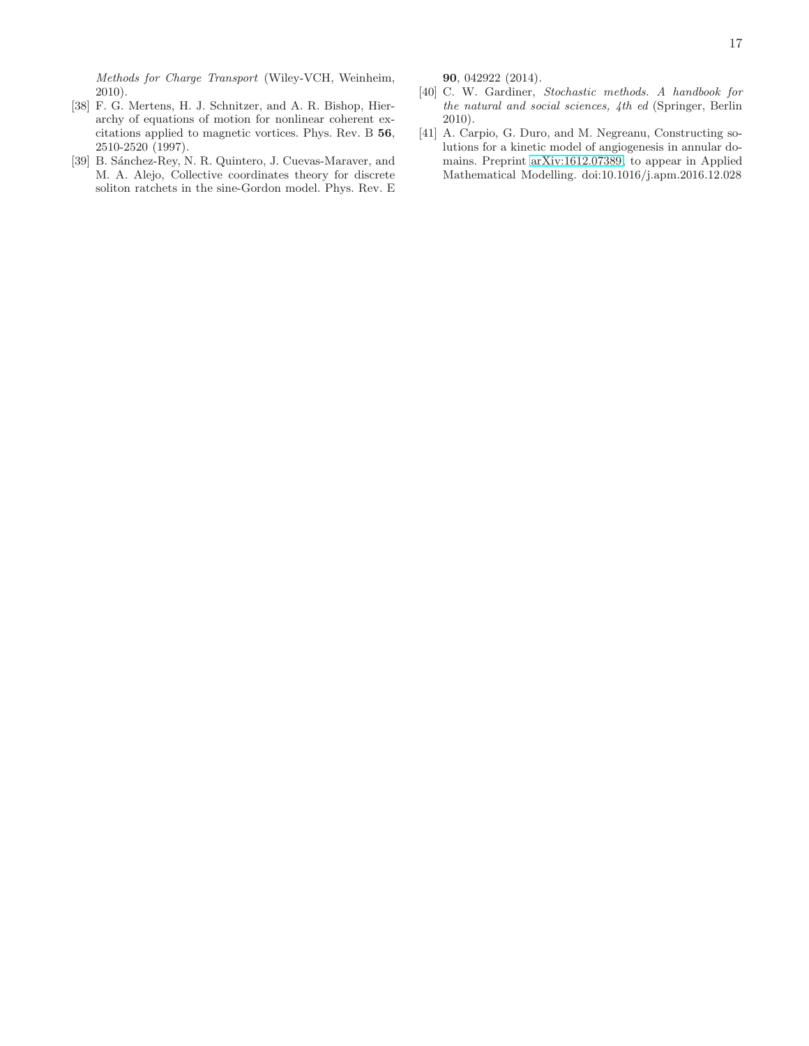*Methods for Charge Transport* (Wiley-VCH, Weinheim, 2010).

[38] F. G. Mertens, H. J. Schnitzer, and A. R. Bishop, Hierarchy of equations of motion for nonlinear coherent excitations applied to magnetic vortices. Phys. Rev. B **56**, 2510-2520 (1997).

[39] B. Sánchez-Rey, N. R. Quintero, J. Cuevas-Maraver, and M. A. Alejo, Collective coordinates theory for discrete soliton ratchets in the sine-Gordon model. Phys. Rev. E **90**, 042922 (2014).

[40] C. W. Gardiner, *Stochastic methods. A handbook for the natural and social sciences, 4th ed* (Springer, Berlin 2010).

[41] A. Carpio, G. Duro, and M. Negreanu, Constructing solutions for a kinetic model of angiogenesis in annular domains. Preprint arXiv:1612.07389, to appear in Applied Mathematical Modelling. doi:10.1016/j.apm.2016.12.028